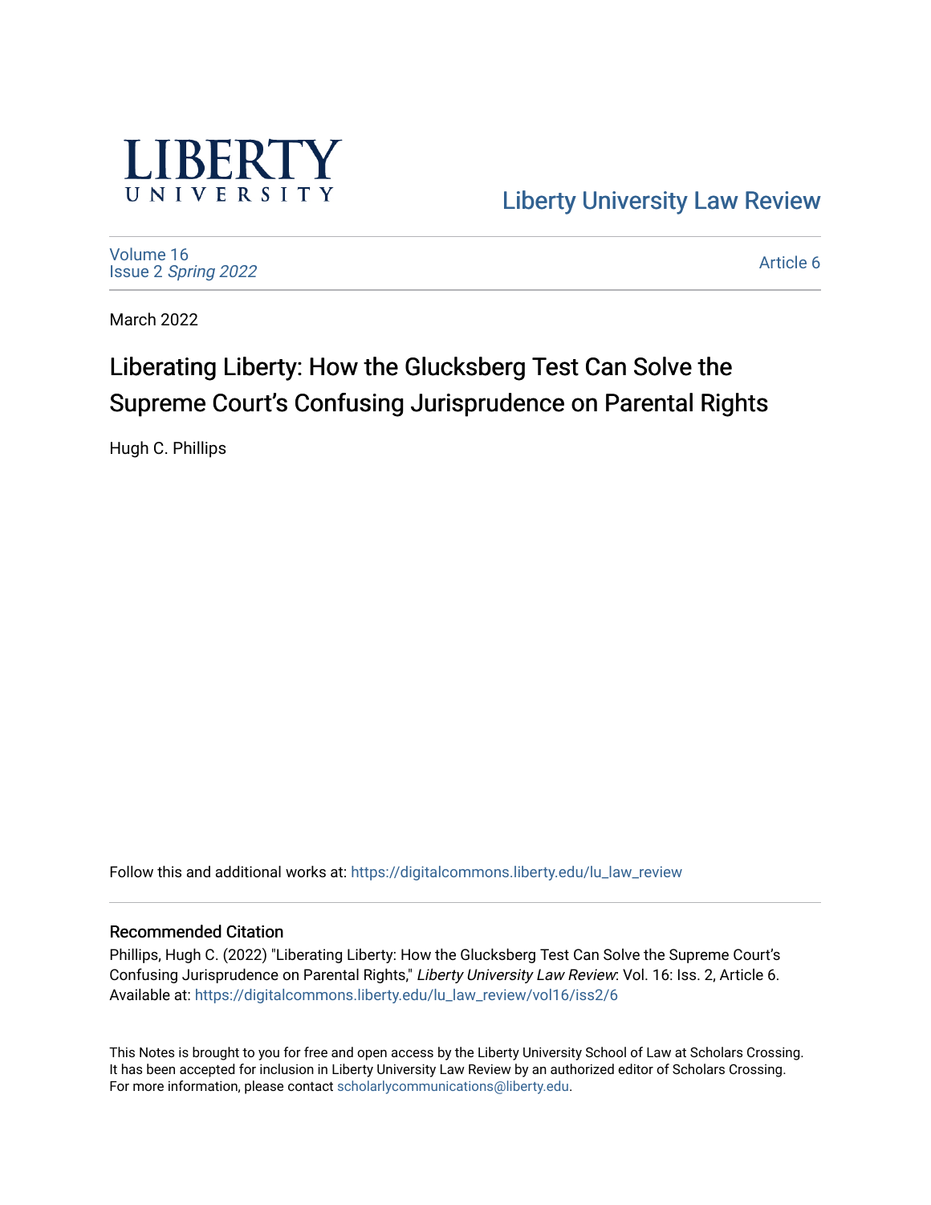LIBERTY UNIVERSITY

Liberty University Law Review

Volume 16
Issue 2 *Spring 2022*

Article 6

March 2022

# Liberating Liberty: How the Glucksberg Test Can Solve the Supreme Court's Confusing Jurisprudence on Parental Rights

Hugh C. Phillips

Follow this and additional works at: https://digitalcommons.liberty.edu/lu_law_review

### Recommended Citation

Phillips, Hugh C. (2022) "Liberating Liberty: How the Glucksberg Test Can Solve the Supreme Court's Confusing Jurisprudence on Parental Rights," *Liberty University Law Review*: Vol. 16: Iss. 2, Article 6.
Available at: https://digitalcommons.liberty.edu/lu_law_review/vol16/iss2/6

This Notes is brought to you for free and open access by the Liberty University School of Law at Scholars Crossing. It has been accepted for inclusion in Liberty University Law Review by an authorized editor of Scholars Crossing. For more information, please contact scholarlycommunications@liberty.edu.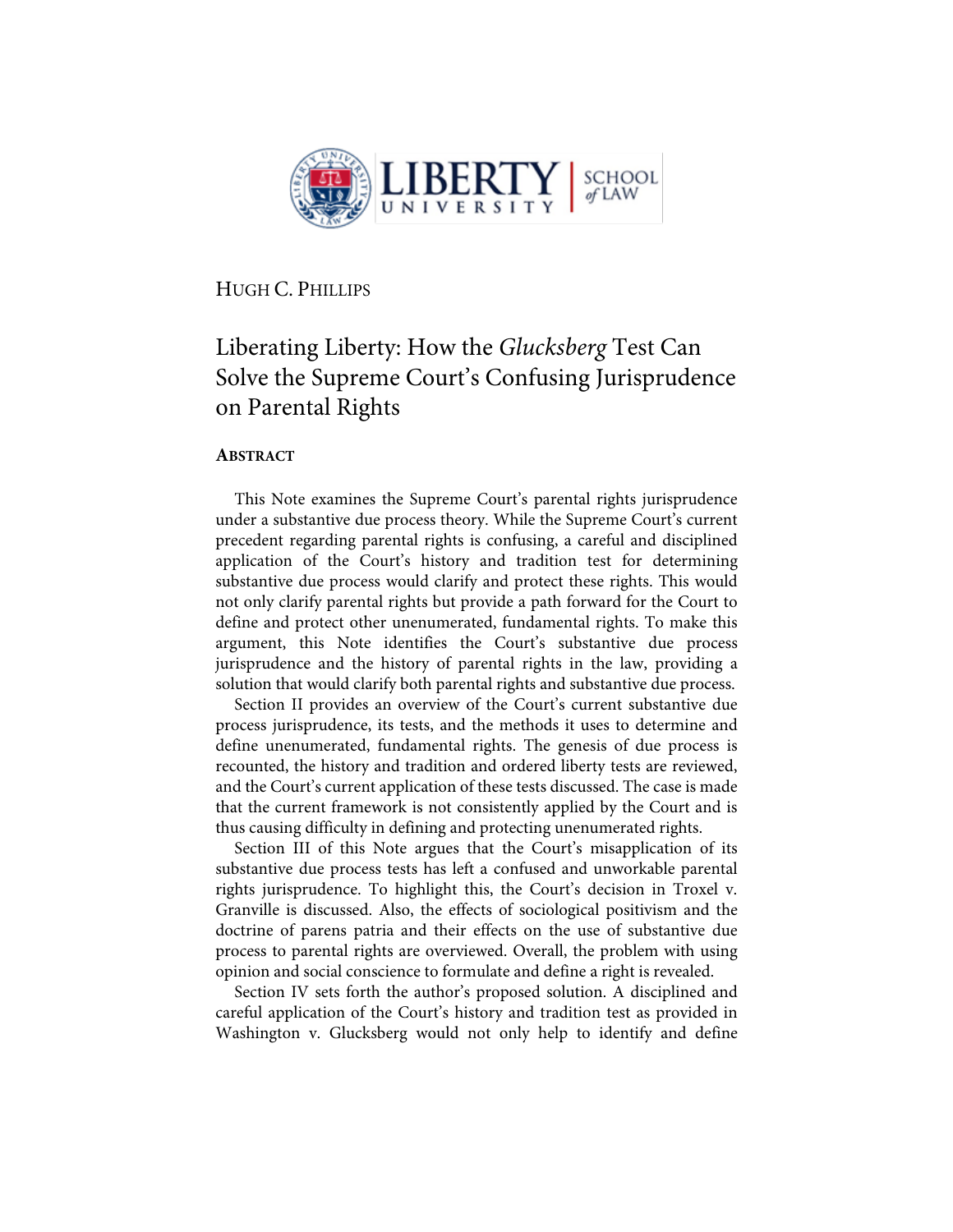HUGH C. PHILLIPS

# Liberating Liberty: How the *Glucksberg* Test Can Solve the Supreme Court's Confusing Jurisprudence on Parental Rights

## ABSTRACT

This Note examines the Supreme Court's parental rights jurisprudence under a substantive due process theory. While the Supreme Court's current precedent regarding parental rights is confusing, a careful and disciplined application of the Court's history and tradition test for determining substantive due process would clarify and protect these rights. This would not only clarify parental rights but provide a path forward for the Court to define and protect other unenumerated, fundamental rights. To make this argument, this Note identifies the Court's substantive due process jurisprudence and the history of parental rights in the law, providing a solution that would clarify both parental rights and substantive due process.

Section II provides an overview of the Court's current substantive due process jurisprudence, its tests, and the methods it uses to determine and define unenumerated, fundamental rights. The genesis of due process is recounted, the history and tradition and ordered liberty tests are reviewed, and the Court's current application of these tests discussed. The case is made that the current framework is not consistently applied by the Court and is thus causing difficulty in defining and protecting unenumerated rights.

Section III of this Note argues that the Court's misapplication of its substantive due process tests has left a confused and unworkable parental rights jurisprudence. To highlight this, the Court's decision in Troxel v. Granville is discussed. Also, the effects of sociological positivism and the doctrine of parens patria and their effects on the use of substantive due process to parental rights are overviewed. Overall, the problem with using opinion and social conscience to formulate and define a right is revealed.

Section IV sets forth the author's proposed solution. A disciplined and careful application of the Court's history and tradition test as provided in Washington v. Glucksberg would not only help to identify and define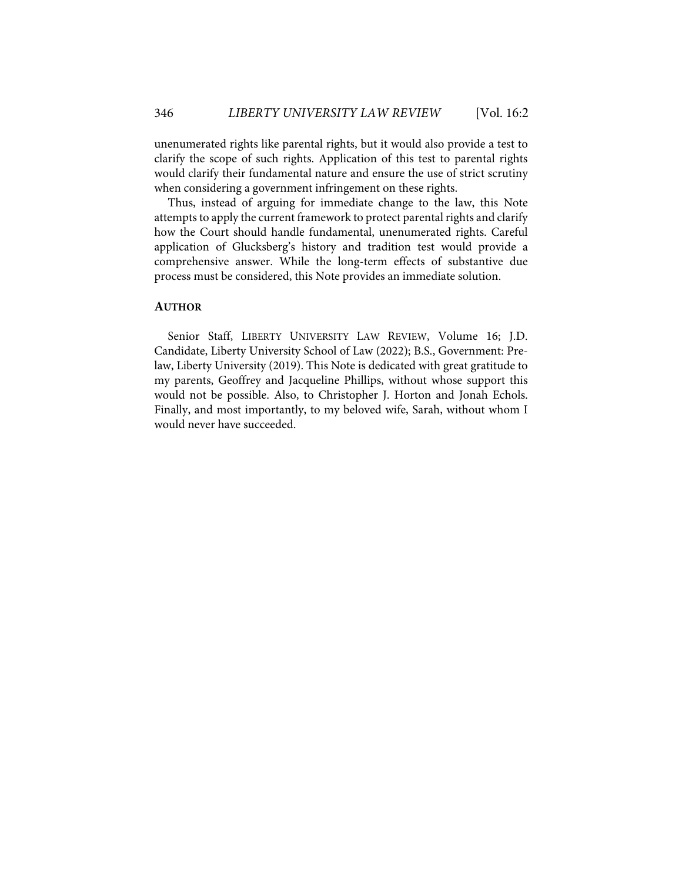unenumerated rights like parental rights, but it would also provide a test to clarify the scope of such rights. Application of this test to parental rights would clarify their fundamental nature and ensure the use of strict scrutiny when considering a government infringement on these rights.

Thus, instead of arguing for immediate change to the law, this Note attempts to apply the current framework to protect parental rights and clarify how the Court should handle fundamental, unenumerated rights. Careful application of Glucksberg's history and tradition test would provide a comprehensive answer. While the long-term effects of substantive due process must be considered, this Note provides an immediate solution.

## AUTHOR

Senior Staff, LIBERTY UNIVERSITY LAW REVIEW, Volume 16; J.D. Candidate, Liberty University School of Law (2022); B.S., Government: Pre-law, Liberty University (2019). This Note is dedicated with great gratitude to my parents, Geoffrey and Jacqueline Phillips, without whose support this would not be possible. Also, to Christopher J. Horton and Jonah Echols. Finally, and most importantly, to my beloved wife, Sarah, without whom I would never have succeeded.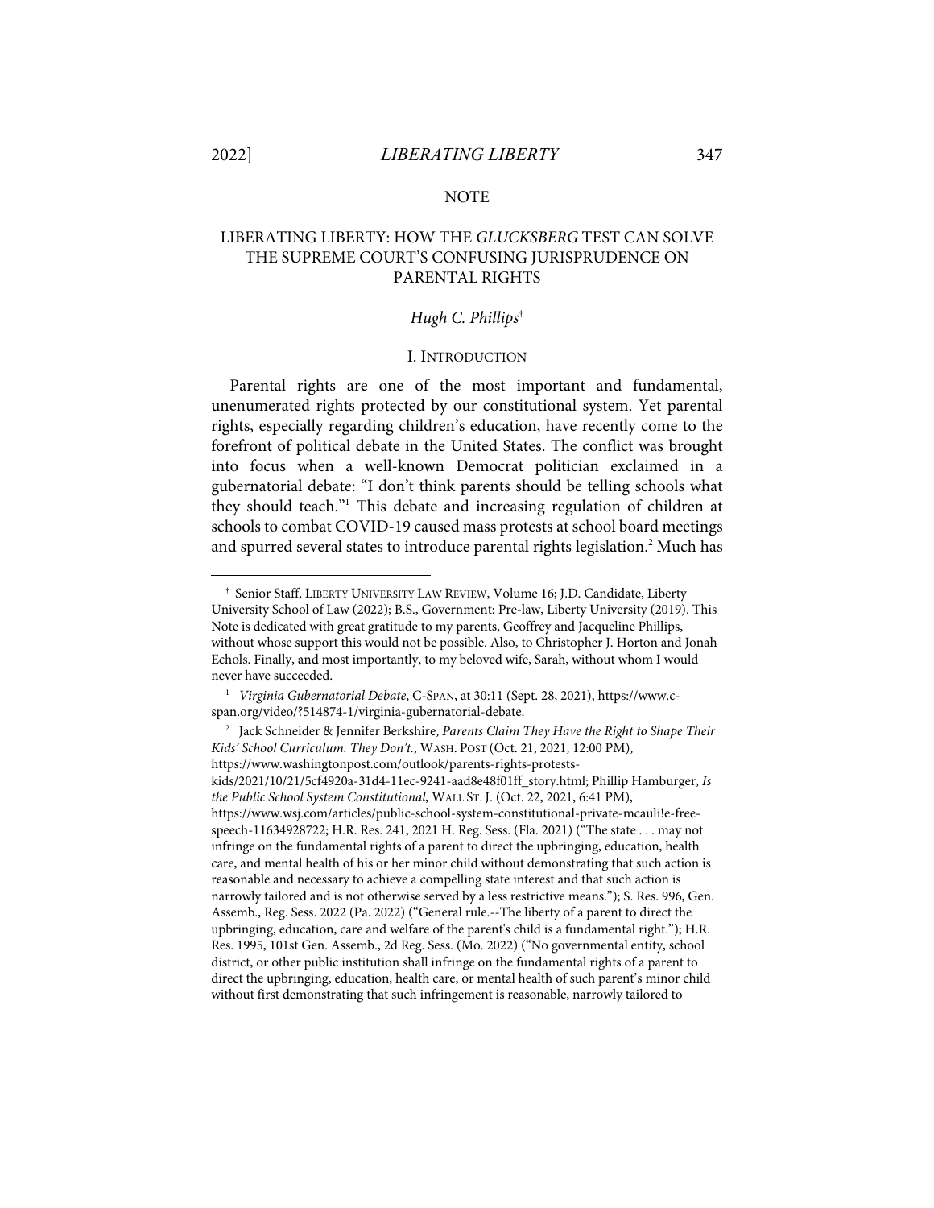NOTE

# LIBERATING LIBERTY: HOW THE *GLUCKSBERG* TEST CAN SOLVE THE SUPREME COURT'S CONFUSING JURISPRUDENCE ON PARENTAL RIGHTS

*Hugh C. Phillips*[†]

## I. INTRODUCTION

Parental rights are one of the most important and fundamental, unenumerated rights protected by our constitutional system. Yet parental rights, especially regarding children's education, have recently come to the forefront of political debate in the United States. The conflict was brought into focus when a well-known Democrat politician exclaimed in a gubernatorial debate: "I don't think parents should be telling schools what they should teach."[1] This debate and increasing regulation of children at schools to combat COVID-19 caused mass protests at school board meetings and spurred several states to introduce parental rights legislation.[2] Much has

---

[†] Senior Staff, LIBERTY UNIVERSITY LAW REVIEW, Volume 16; J.D. Candidate, Liberty University School of Law (2022); B.S., Government: Pre-law, Liberty University (2019). This Note is dedicated with great gratitude to my parents, Geoffrey and Jacqueline Phillips, without whose support this would not be possible. Also, to Christopher J. Horton and Jonah Echols. Finally, and most importantly, to my beloved wife, Sarah, without whom I would never have succeeded.

[1] *Virginia Gubernatorial Debate*, C-SPAN, at 30:11 (Sept. 28, 2021), https://www.c-span.org/video/?514874-1/virginia-gubernatorial-debate.

[2] Jack Schneider & Jennifer Berkshire, *Parents Claim They Have the Right to Shape Their Kids' School Curriculum. They Don't.*, WASH. POST (Oct. 21, 2021, 12:00 PM), https://www.washingtonpost.com/outlook/parents-rights-protests-kids/2021/10/21/5cf4920a-31d4-11ec-9241-aad8e48f01ff_story.html; Phillip Hamburger, *Is the Public School System Constitutional*, WALL ST. J. (Oct. 22, 2021, 6:41 PM), https://www.wsj.com/articles/public-school-system-constitutional-private-mcauli!e-free-speech-11634928722; H.R. Res. 241, 2021 H. Reg. Sess. (Fla. 2021) ("The state . . . may not infringe on the fundamental rights of a parent to direct the upbringing, education, health care, and mental health of his or her minor child without demonstrating that such action is reasonable and necessary to achieve a compelling state interest and that such action is narrowly tailored and is not otherwise served by a less restrictive means."); S. Res. 996, Gen. Assemb., Reg. Sess. 2022 (Pa. 2022) ("General rule.--The liberty of a parent to direct the upbringing, education, care and welfare of the parent's child is a fundamental right."); H.R. Res. 1995, 101st Gen. Assemb., 2d Reg. Sess. (Mo. 2022) ("No governmental entity, school district, or other public institution shall infringe on the fundamental rights of a parent to direct the upbringing, education, health care, or mental health of such parent's minor child without first demonstrating that such infringement is reasonable, narrowly tailored to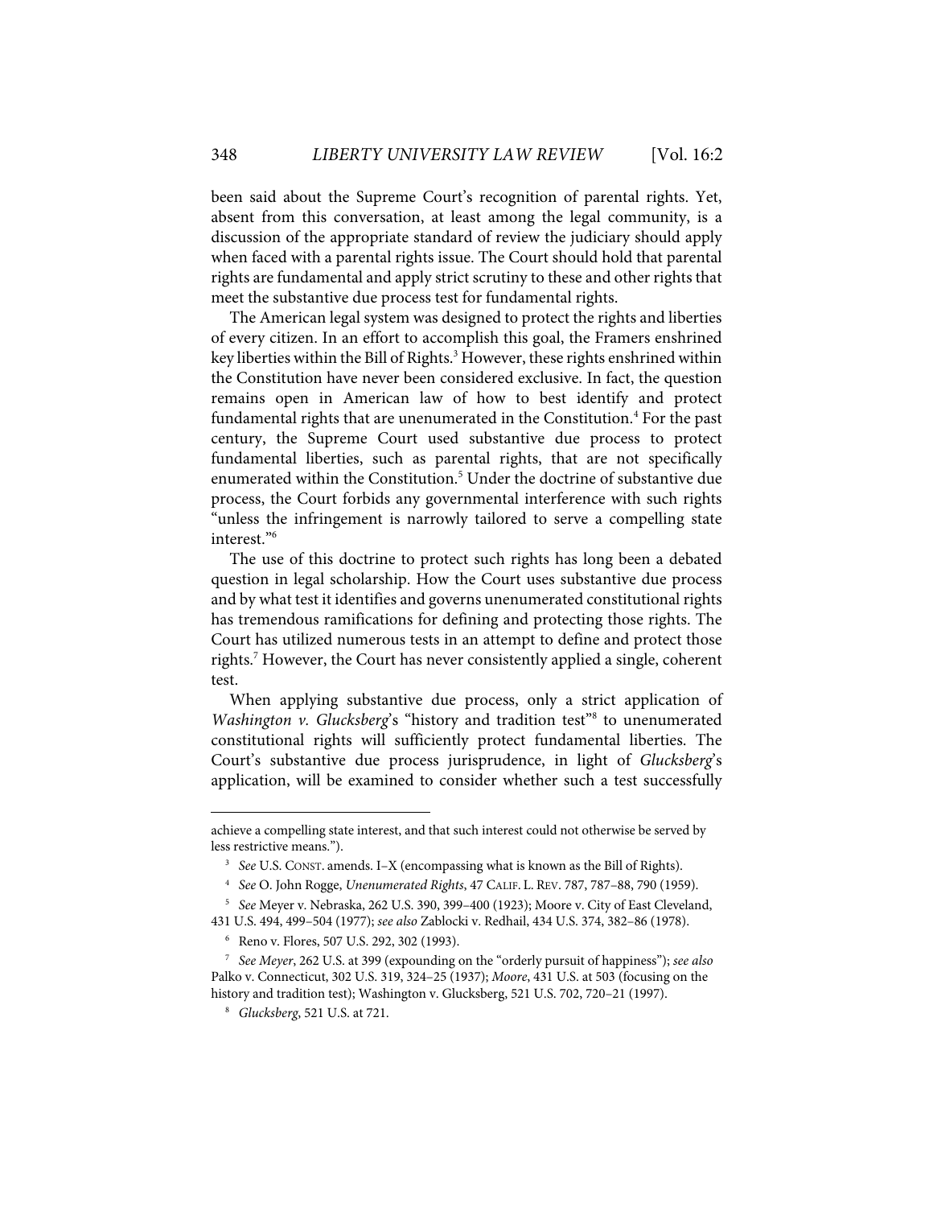been said about the Supreme Court's recognition of parental rights. Yet, absent from this conversation, at least among the legal community, is a discussion of the appropriate standard of review the judiciary should apply when faced with a parental rights issue. The Court should hold that parental rights are fundamental and apply strict scrutiny to these and other rights that meet the substantive due process test for fundamental rights.

The American legal system was designed to protect the rights and liberties of every citizen. In an effort to accomplish this goal, the Framers enshrined key liberties within the Bill of Rights.[3] However, these rights enshrined within the Constitution have never been considered exclusive. In fact, the question remains open in American law of how to best identify and protect fundamental rights that are unenumerated in the Constitution.[4] For the past century, the Supreme Court used substantive due process to protect fundamental liberties, such as parental rights, that are not specifically enumerated within the Constitution.[5] Under the doctrine of substantive due process, the Court forbids any governmental interference with such rights "unless the infringement is narrowly tailored to serve a compelling state interest."[6]

The use of this doctrine to protect such rights has long been a debated question in legal scholarship. How the Court uses substantive due process and by what test it identifies and governs unenumerated constitutional rights has tremendous ramifications for defining and protecting those rights. The Court has utilized numerous tests in an attempt to define and protect those rights.[7] However, the Court has never consistently applied a single, coherent test.

When applying substantive due process, only a strict application of *Washington v. Glucksberg*'s "history and tradition test"[8] to unenumerated constitutional rights will sufficiently protect fundamental liberties. The Court's substantive due process jurisprudence, in light of *Glucksberg*'s application, will be examined to consider whether such a test successfully

---

achieve a compelling state interest, and that such interest could not otherwise be served by less restrictive means.").

[3] *See* U.S. CONST. amends. I–X (encompassing what is known as the Bill of Rights).

[4] *See* O. John Rogge, *Unenumerated Rights*, 47 CALIF. L. REV. 787, 787–88, 790 (1959).

[5] *See* Meyer v. Nebraska, 262 U.S. 390, 399–400 (1923); Moore v. City of East Cleveland, 431 U.S. 494, 499–504 (1977); *see also* Zablocki v. Redhail, 434 U.S. 374, 382–86 (1978).

[6] Reno v. Flores, 507 U.S. 292, 302 (1993).

[7] *See Meyer*, 262 U.S. at 399 (expounding on the "orderly pursuit of happiness"); *see also* Palko v. Connecticut, 302 U.S. 319, 324–25 (1937); *Moore*, 431 U.S. at 503 (focusing on the history and tradition test); Washington v. Glucksberg, 521 U.S. 702, 720–21 (1997).

[8] *Glucksberg*, 521 U.S. at 721.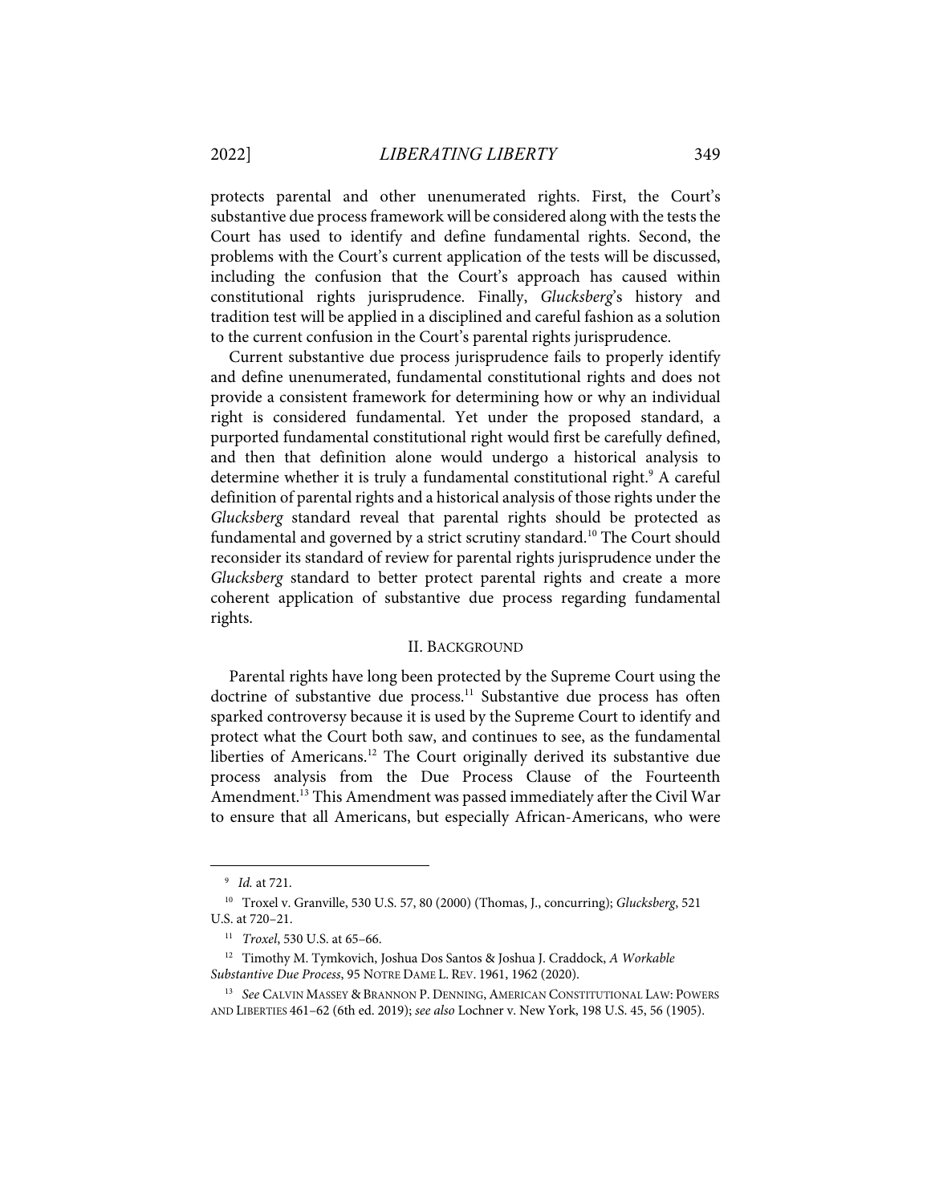protects parental and other unenumerated rights. First, the Court's substantive due process framework will be considered along with the tests the Court has used to identify and define fundamental rights. Second, the problems with the Court's current application of the tests will be discussed, including the confusion that the Court's approach has caused within constitutional rights jurisprudence. Finally, *Glucksberg*'s history and tradition test will be applied in a disciplined and careful fashion as a solution to the current confusion in the Court's parental rights jurisprudence.

Current substantive due process jurisprudence fails to properly identify and define unenumerated, fundamental constitutional rights and does not provide a consistent framework for determining how or why an individual right is considered fundamental. Yet under the proposed standard, a purported fundamental constitutional right would first be carefully defined, and then that definition alone would undergo a historical analysis to determine whether it is truly a fundamental constitutional right.[9] A careful definition of parental rights and a historical analysis of those rights under the *Glucksberg* standard reveal that parental rights should be protected as fundamental and governed by a strict scrutiny standard.[10] The Court should reconsider its standard of review for parental rights jurisprudence under the *Glucksberg* standard to better protect parental rights and create a more coherent application of substantive due process regarding fundamental rights.

## II. Background

Parental rights have long been protected by the Supreme Court using the doctrine of substantive due process.[11] Substantive due process has often sparked controversy because it is used by the Supreme Court to identify and protect what the Court both saw, and continues to see, as the fundamental liberties of Americans.[12] The Court originally derived its substantive due process analysis from the Due Process Clause of the Fourteenth Amendment.[13] This Amendment was passed immediately after the Civil War to ensure that all Americans, but especially African-Americans, who were

---

[9] *Id.* at 721.

[10] Troxel v. Granville, 530 U.S. 57, 80 (2000) (Thomas, J., concurring); *Glucksberg*, 521 U.S. at 720–21.

[11] *Troxel*, 530 U.S. at 65–66.

[12] Timothy M. Tymkovich, Joshua Dos Santos & Joshua J. Craddock, *A Workable Substantive Due Process*, 95 NOTRE DAME L. REV. 1961, 1962 (2020).

[13] *See* CALVIN MASSEY & BRANNON P. DENNING, AMERICAN CONSTITUTIONAL LAW: POWERS AND LIBERTIES 461–62 (6th ed. 2019); *see also* Lochner v. New York, 198 U.S. 45, 56 (1905).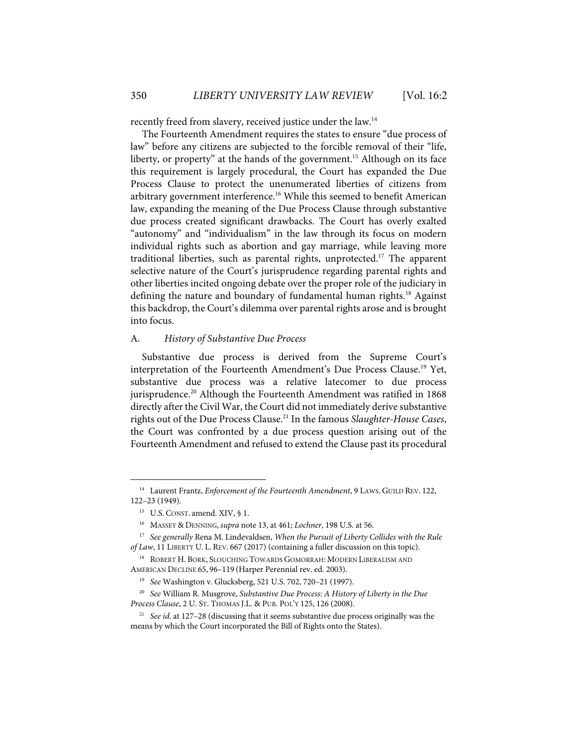recently freed from slavery, received justice under the law.[14]

The Fourteenth Amendment requires the states to ensure "due process of law" before any citizens are subjected to the forcible removal of their "life, liberty, or property" at the hands of the government.[15] Although on its face this requirement is largely procedural, the Court has expanded the Due Process Clause to protect the unenumerated liberties of citizens from arbitrary government interference.[16] While this seemed to benefit American law, expanding the meaning of the Due Process Clause through substantive due process created significant drawbacks. The Court has overly exalted "autonomy" and "individualism" in the law through its focus on modern individual rights such as abortion and gay marriage, while leaving more traditional liberties, such as parental rights, unprotected.[17] The apparent selective nature of the Court's jurisprudence regarding parental rights and other liberties incited ongoing debate over the proper role of the judiciary in defining the nature and boundary of fundamental human rights.[18] Against this backdrop, the Court's dilemma over parental rights arose and is brought into focus.

### A. *History of Substantive Due Process*

Substantive due process is derived from the Supreme Court's interpretation of the Fourteenth Amendment's Due Process Clause.[19] Yet, substantive due process was a relative latecomer to due process jurisprudence.[20] Although the Fourteenth Amendment was ratified in 1868 directly after the Civil War, the Court did not immediately derive substantive rights out of the Due Process Clause.[21] In the famous *Slaughter-House Cases*, the Court was confronted by a due process question arising out of the Fourteenth Amendment and refused to extend the Clause past its procedural

---

[14] Laurent Frantz, *Enforcement of the Fourteenth Amendment*, 9 LAWS. GUILD REV. 122, 122–23 (1949).

[15] U.S. CONST. amend. XIV, § 1.

[16] MASSEY & DENNING, *supra* note 13, at 461; *Lochner*, 198 U.S. at 56.

[17] *See generally* Rena M. Lindevaldsen, *When the Pursuit of Liberty Collides with the Rule of Law*, 11 LIBERTY U. L. REV. 667 (2017) (containing a fuller discussion on this topic).

[18] ROBERT H. BORK, SLOUCHING TOWARDS GOMORRAH: MODERN LIBERALISM AND AMERICAN DECLINE 65, 96–119 (Harper Perennial rev. ed. 2003).

[19] *See* Washington v. Glucksberg, 521 U.S. 702, 720–21 (1997).

[20] *See* William R. Musgrove, *Substantive Due Process: A History of Liberty in the Due Process Clause*, 2 U. ST. THOMAS J.L. & PUB. POL'Y 125, 126 (2008).

[21] *See id.* at 127–28 (discussing that it seems substantive due process originally was the means by which the Court incorporated the Bill of Rights onto the States).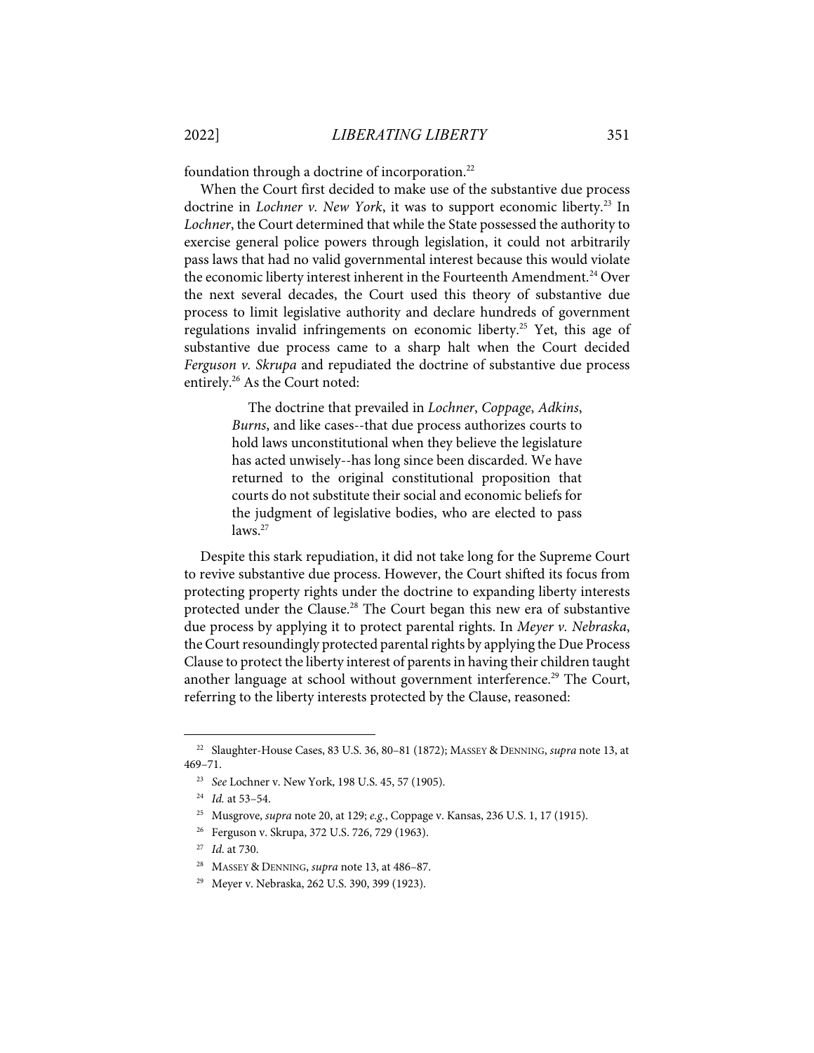foundation through a doctrine of incorporation.[22]

When the Court first decided to make use of the substantive due process doctrine in *Lochner v. New York*, it was to support economic liberty.[23] In *Lochner*, the Court determined that while the State possessed the authority to exercise general police powers through legislation, it could not arbitrarily pass laws that had no valid governmental interest because this would violate the economic liberty interest inherent in the Fourteenth Amendment.[24] Over the next several decades, the Court used this theory of substantive due process to limit legislative authority and declare hundreds of government regulations invalid infringements on economic liberty.[25] Yet, this age of substantive due process came to a sharp halt when the Court decided *Ferguson v. Skrupa* and repudiated the doctrine of substantive due process entirely.[26] As the Court noted:

> The doctrine that prevailed in *Lochner*, *Coppage*, *Adkins*, *Burns*, and like cases--that due process authorizes courts to hold laws unconstitutional when they believe the legislature has acted unwisely--has long since been discarded. We have returned to the original constitutional proposition that courts do not substitute their social and economic beliefs for the judgment of legislative bodies, who are elected to pass laws.[27]

Despite this stark repudiation, it did not take long for the Supreme Court to revive substantive due process. However, the Court shifted its focus from protecting property rights under the doctrine to expanding liberty interests protected under the Clause.[28] The Court began this new era of substantive due process by applying it to protect parental rights. In *Meyer v. Nebraska*, the Court resoundingly protected parental rights by applying the Due Process Clause to protect the liberty interest of parents in having their children taught another language at school without government interference.[29] The Court, referring to the liberty interests protected by the Clause, reasoned:

---

[22] Slaughter-House Cases, 83 U.S. 36, 80–81 (1872); MASSEY & DENNING, *supra* note 13, at 469–71.

[23] *See* Lochner v. New York, 198 U.S. 45, 57 (1905).

[24] *Id.* at 53–54.

[25] Musgrove, *supra* note 20, at 129; *e.g.*, Coppage v. Kansas, 236 U.S. 1, 17 (1915).

[26] Ferguson v. Skrupa, 372 U.S. 726, 729 (1963).

[27] *Id.* at 730.

[28] MASSEY & DENNING, *supra* note 13, at 486–87.

[29] Meyer v. Nebraska, 262 U.S. 390, 399 (1923).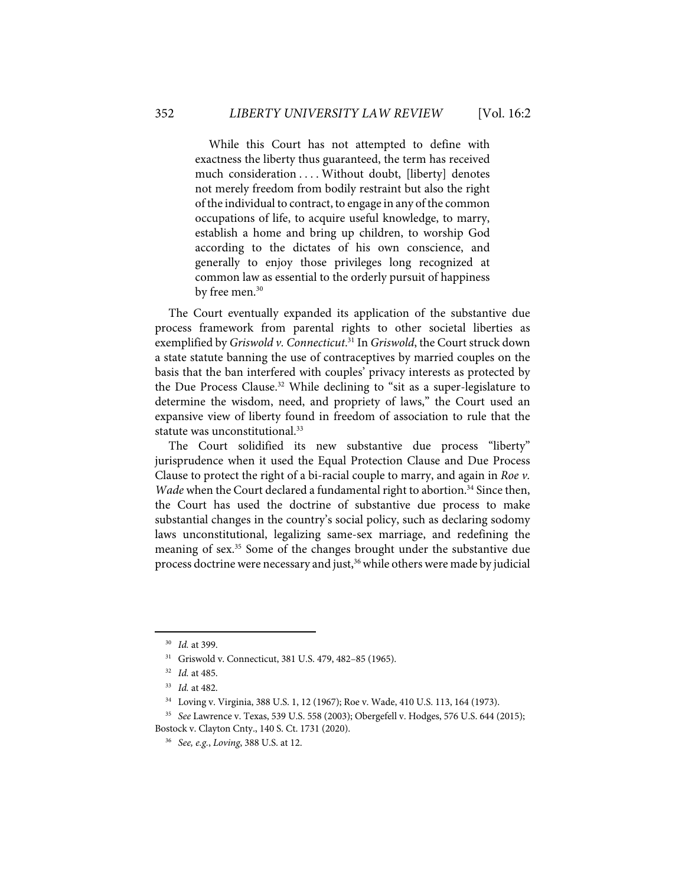> While this Court has not attempted to define with exactness the liberty thus guaranteed, the term has received much consideration . . . . Without doubt, [liberty] denotes not merely freedom from bodily restraint but also the right of the individual to contract, to engage in any of the common occupations of life, to acquire useful knowledge, to marry, establish a home and bring up children, to worship God according to the dictates of his own conscience, and generally to enjoy those privileges long recognized at common law as essential to the orderly pursuit of happiness by free men.[30]

The Court eventually expanded its application of the substantive due process framework from parental rights to other societal liberties as exemplified by *Griswold v. Connecticut*.[31] In *Griswold*, the Court struck down a state statute banning the use of contraceptives by married couples on the basis that the ban interfered with couples' privacy interests as protected by the Due Process Clause.[32] While declining to "sit as a super-legislature to determine the wisdom, need, and propriety of laws," the Court used an expansive view of liberty found in freedom of association to rule that the statute was unconstitutional.[33]

The Court solidified its new substantive due process "liberty" jurisprudence when it used the Equal Protection Clause and Due Process Clause to protect the right of a bi-racial couple to marry, and again in *Roe v. Wade* when the Court declared a fundamental right to abortion.[34] Since then, the Court has used the doctrine of substantive due process to make substantial changes in the country's social policy, such as declaring sodomy laws unconstitutional, legalizing same-sex marriage, and redefining the meaning of sex.[35] Some of the changes brought under the substantive due process doctrine were necessary and just,[36] while others were made by judicial

---

[30] *Id.* at 399.

[31] Griswold v. Connecticut, 381 U.S. 479, 482–85 (1965).

[32] *Id.* at 485.

[33] *Id.* at 482.

[34] Loving v. Virginia, 388 U.S. 1, 12 (1967); Roe v. Wade, 410 U.S. 113, 164 (1973).

[35] *See* Lawrence v. Texas, 539 U.S. 558 (2003); Obergefell v. Hodges, 576 U.S. 644 (2015); Bostock v. Clayton Cnty., 140 S. Ct. 1731 (2020).

[36] *See, e.g.*, *Loving*, 388 U.S. at 12.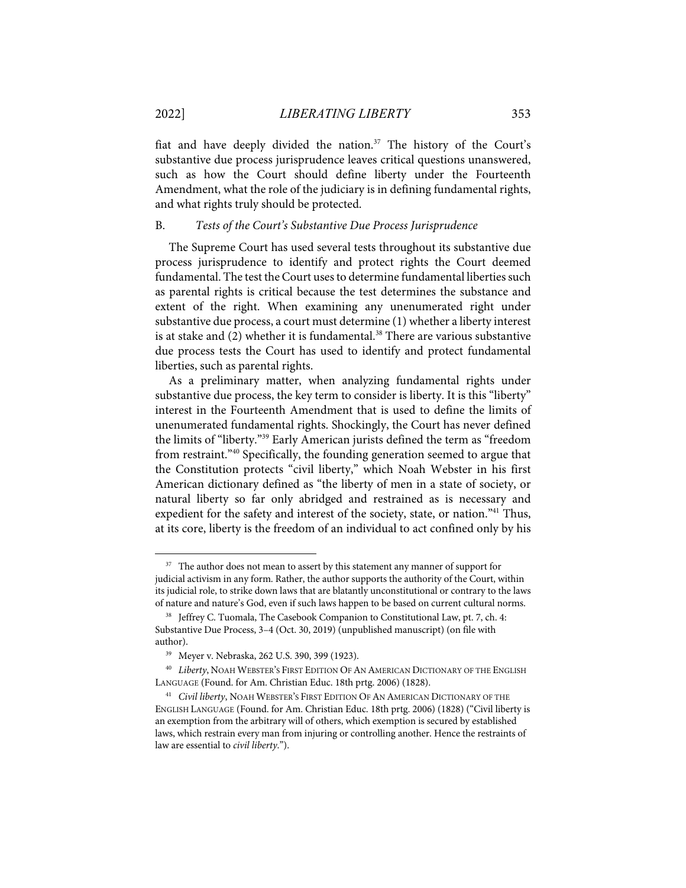fiat and have deeply divided the nation.[37] The history of the Court's substantive due process jurisprudence leaves critical questions unanswered, such as how the Court should define liberty under the Fourteenth Amendment, what the role of the judiciary is in defining fundamental rights, and what rights truly should be protected.

### B. *Tests of the Court's Substantive Due Process Jurisprudence*

The Supreme Court has used several tests throughout its substantive due process jurisprudence to identify and protect rights the Court deemed fundamental. The test the Court uses to determine fundamental liberties such as parental rights is critical because the test determines the substance and extent of the right. When examining any unenumerated right under substantive due process, a court must determine (1) whether a liberty interest is at stake and (2) whether it is fundamental.[38] There are various substantive due process tests the Court has used to identify and protect fundamental liberties, such as parental rights.

As a preliminary matter, when analyzing fundamental rights under substantive due process, the key term to consider is liberty. It is this "liberty" interest in the Fourteenth Amendment that is used to define the limits of unenumerated fundamental rights. Shockingly, the Court has never defined the limits of "liberty."[39] Early American jurists defined the term as "freedom from restraint."[40] Specifically, the founding generation seemed to argue that the Constitution protects "civil liberty," which Noah Webster in his first American dictionary defined as "the liberty of men in a state of society, or natural liberty so far only abridged and restrained as is necessary and expedient for the safety and interest of the society, state, or nation."[41] Thus, at its core, liberty is the freedom of an individual to act confined only by his

---

[37] The author does not mean to assert by this statement any manner of support for judicial activism in any form. Rather, the author supports the authority of the Court, within its judicial role, to strike down laws that are blatantly unconstitutional or contrary to the laws of nature and nature's God, even if such laws happen to be based on current cultural norms.

[38] Jeffrey C. Tuomala, The Casebook Companion to Constitutional Law, pt. 7, ch. 4: Substantive Due Process, 3–4 (Oct. 30, 2019) (unpublished manuscript) (on file with author).

[39] Meyer v. Nebraska, 262 U.S. 390, 399 (1923).

[40] *Liberty*, NOAH WEBSTER'S FIRST EDITION OF AN AMERICAN DICTIONARY OF THE ENGLISH LANGUAGE (Found. for Am. Christian Educ. 18th prtg. 2006) (1828).

[41] *Civil liberty*, NOAH WEBSTER'S FIRST EDITION OF AN AMERICAN DICTIONARY OF THE ENGLISH LANGUAGE (Found. for Am. Christian Educ. 18th prtg. 2006) (1828) ("Civil liberty is an exemption from the arbitrary will of others, which exemption is secured by established laws, which restrain every man from injuring or controlling another. Hence the restraints of law are essential to *civil liberty*.").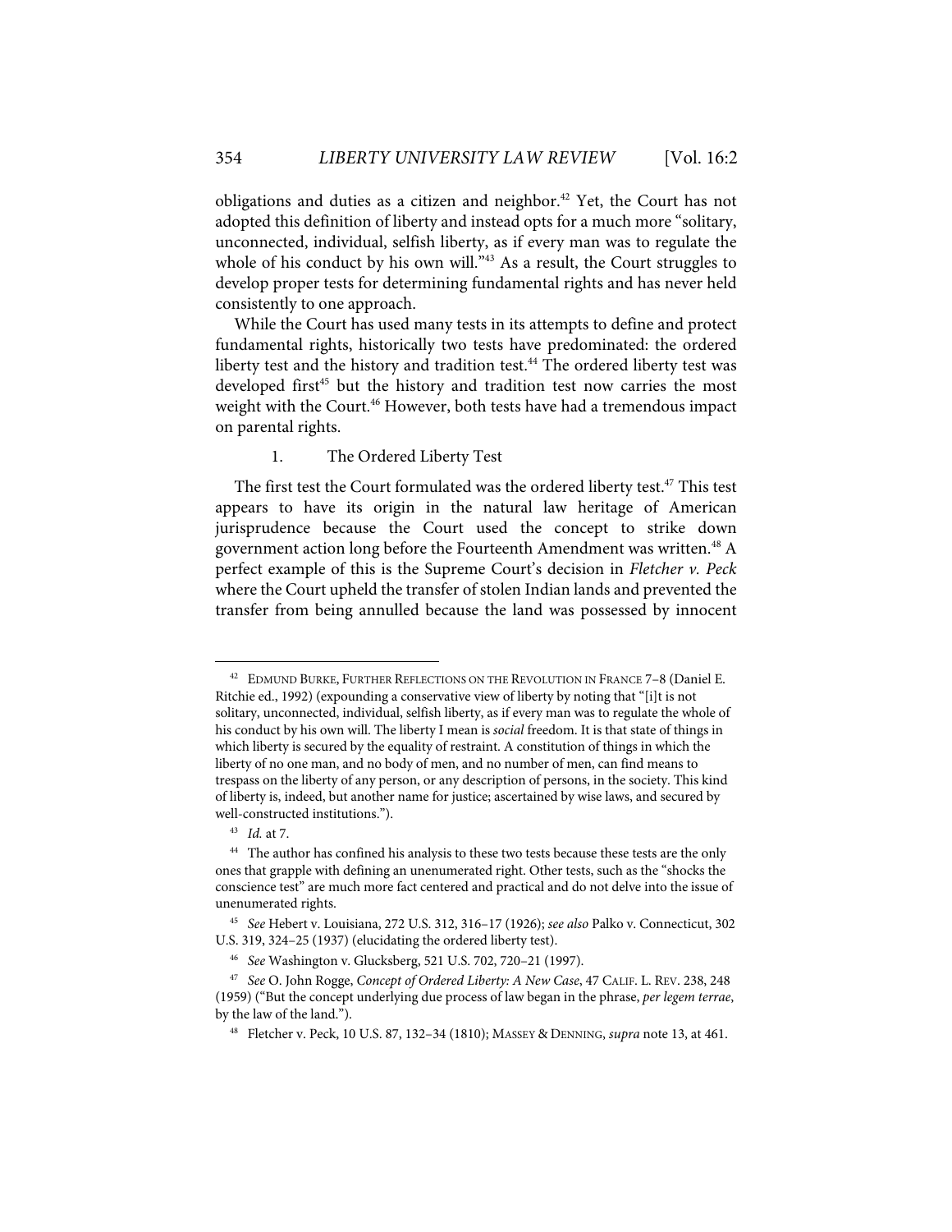obligations and duties as a citizen and neighbor.[42] Yet, the Court has not adopted this definition of liberty and instead opts for a much more "solitary, unconnected, individual, selfish liberty, as if every man was to regulate the whole of his conduct by his own will."[43] As a result, the Court struggles to develop proper tests for determining fundamental rights and has never held consistently to one approach.

While the Court has used many tests in its attempts to define and protect fundamental rights, historically two tests have predominated: the ordered liberty test and the history and tradition test.[44] The ordered liberty test was developed first[45] but the history and tradition test now carries the most weight with the Court.[46] However, both tests have had a tremendous impact on parental rights.

### 1. The Ordered Liberty Test

The first test the Court formulated was the ordered liberty test.[47] This test appears to have its origin in the natural law heritage of American jurisprudence because the Court used the concept to strike down government action long before the Fourteenth Amendment was written.[48] A perfect example of this is the Supreme Court's decision in *Fletcher v. Peck* where the Court upheld the transfer of stolen Indian lands and prevented the transfer from being annulled because the land was possessed by innocent

---

[42] EDMUND BURKE, FURTHER REFLECTIONS ON THE REVOLUTION IN FRANCE 7–8 (Daniel E. Ritchie ed., 1992) (expounding a conservative view of liberty by noting that "[i]t is not solitary, unconnected, individual, selfish liberty, as if every man was to regulate the whole of his conduct by his own will. The liberty I mean is *social* freedom. It is that state of things in which liberty is secured by the equality of restraint. A constitution of things in which the liberty of no one man, and no body of men, and no number of men, can find means to trespass on the liberty of any person, or any description of persons, in the society. This kind of liberty is, indeed, but another name for justice; ascertained by wise laws, and secured by well-constructed institutions.").

[43] *Id.* at 7.

[44] The author has confined his analysis to these two tests because these tests are the only ones that grapple with defining an unenumerated right. Other tests, such as the "shocks the conscience test" are much more fact centered and practical and do not delve into the issue of unenumerated rights.

[45] *See* Hebert v. Louisiana, 272 U.S. 312, 316–17 (1926); *see also* Palko v. Connecticut, 302 U.S. 319, 324–25 (1937) (elucidating the ordered liberty test).

[46] *See* Washington v. Glucksberg, 521 U.S. 702, 720–21 (1997).

[47] *See* O. John Rogge, *Concept of Ordered Liberty: A New Case*, 47 CALIF. L. REV. 238, 248 (1959) ("But the concept underlying due process of law began in the phrase, *per legem terrae*, by the law of the land.").

[48] Fletcher v. Peck, 10 U.S. 87, 132–34 (1810); MASSEY & DENNING, *supra* note 13, at 461.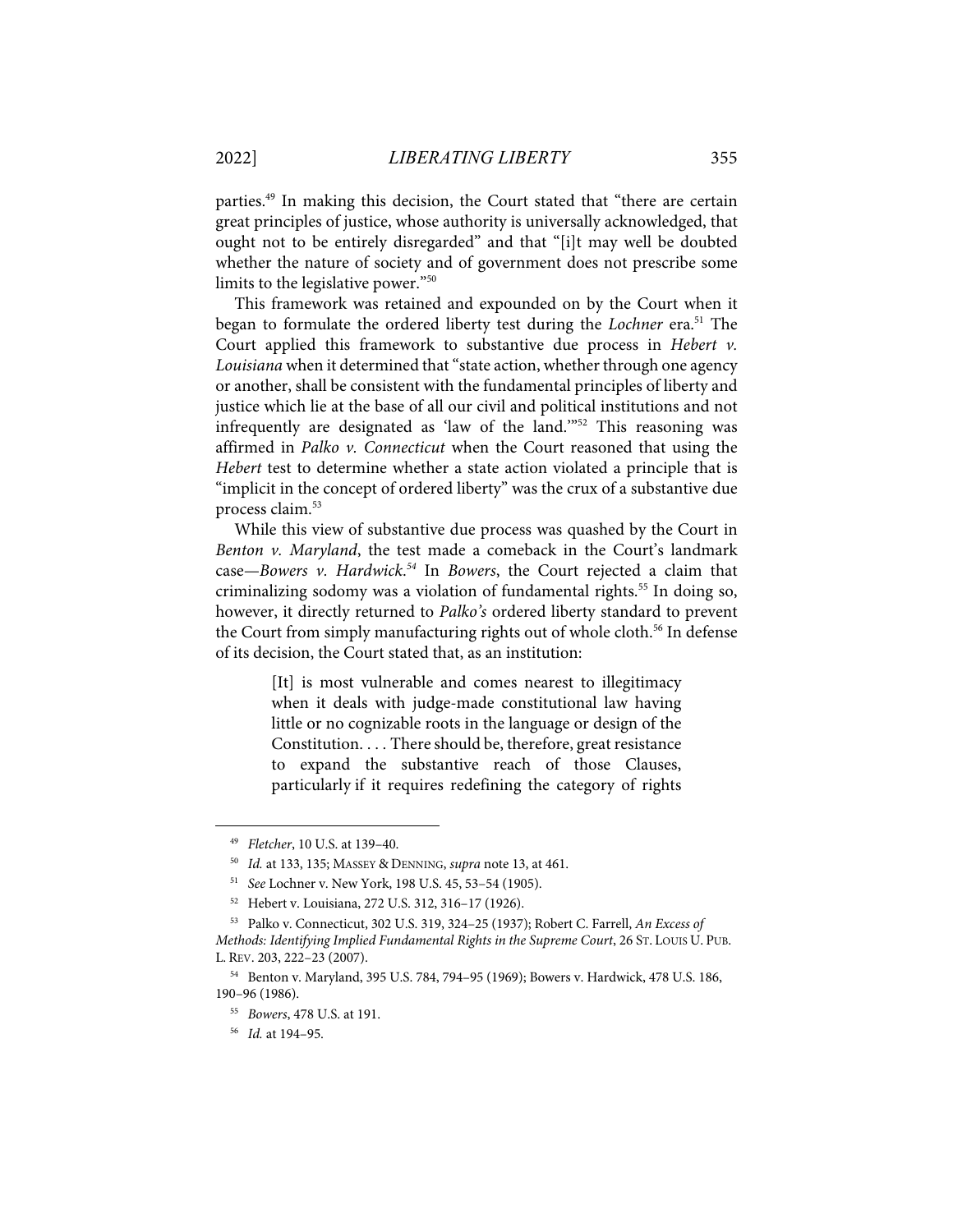parties.[49] In making this decision, the Court stated that "there are certain great principles of justice, whose authority is universally acknowledged, that ought not to be entirely disregarded" and that "[i]t may well be doubted whether the nature of society and of government does not prescribe some limits to the legislative power."[50]

This framework was retained and expounded on by the Court when it began to formulate the ordered liberty test during the *Lochner* era.[51] The Court applied this framework to substantive due process in *Hebert v. Louisiana* when it determined that "state action, whether through one agency or another, shall be consistent with the fundamental principles of liberty and justice which lie at the base of all our civil and political institutions and not infrequently are designated as 'law of the land.'"[52] This reasoning was affirmed in *Palko v. Connecticut* when the Court reasoned that using the *Hebert* test to determine whether a state action violated a principle that is "implicit in the concept of ordered liberty" was the crux of a substantive due process claim.[53]

While this view of substantive due process was quashed by the Court in *Benton v. Maryland*, the test made a comeback in the Court's landmark case—*Bowers v. Hardwick*.[54] In *Bowers*, the Court rejected a claim that criminalizing sodomy was a violation of fundamental rights.[55] In doing so, however, it directly returned to *Palko's* ordered liberty standard to prevent the Court from simply manufacturing rights out of whole cloth.[56] In defense of its decision, the Court stated that, as an institution:

> [It] is most vulnerable and comes nearest to illegitimacy when it deals with judge-made constitutional law having little or no cognizable roots in the language or design of the Constitution. . . . There should be, therefore, great resistance to expand the substantive reach of those Clauses, particularly if it requires redefining the category of rights

---

[49] *Fletcher*, 10 U.S. at 139–40.

[50] *Id.* at 133, 135; MASSEY & DENNING, *supra* note 13, at 461.

[51] *See* Lochner v. New York, 198 U.S. 45, 53–54 (1905).

[52] Hebert v. Louisiana, 272 U.S. 312, 316–17 (1926).

[53] Palko v. Connecticut, 302 U.S. 319, 324–25 (1937); Robert C. Farrell, *An Excess of Methods: Identifying Implied Fundamental Rights in the Supreme Court*, 26 ST. LOUIS U. PUB. L. REV. 203, 222–23 (2007).

[54] Benton v. Maryland, 395 U.S. 784, 794–95 (1969); Bowers v. Hardwick, 478 U.S. 186, 190–96 (1986).

[55] *Bowers*, 478 U.S. at 191.

[56] *Id.* at 194–95.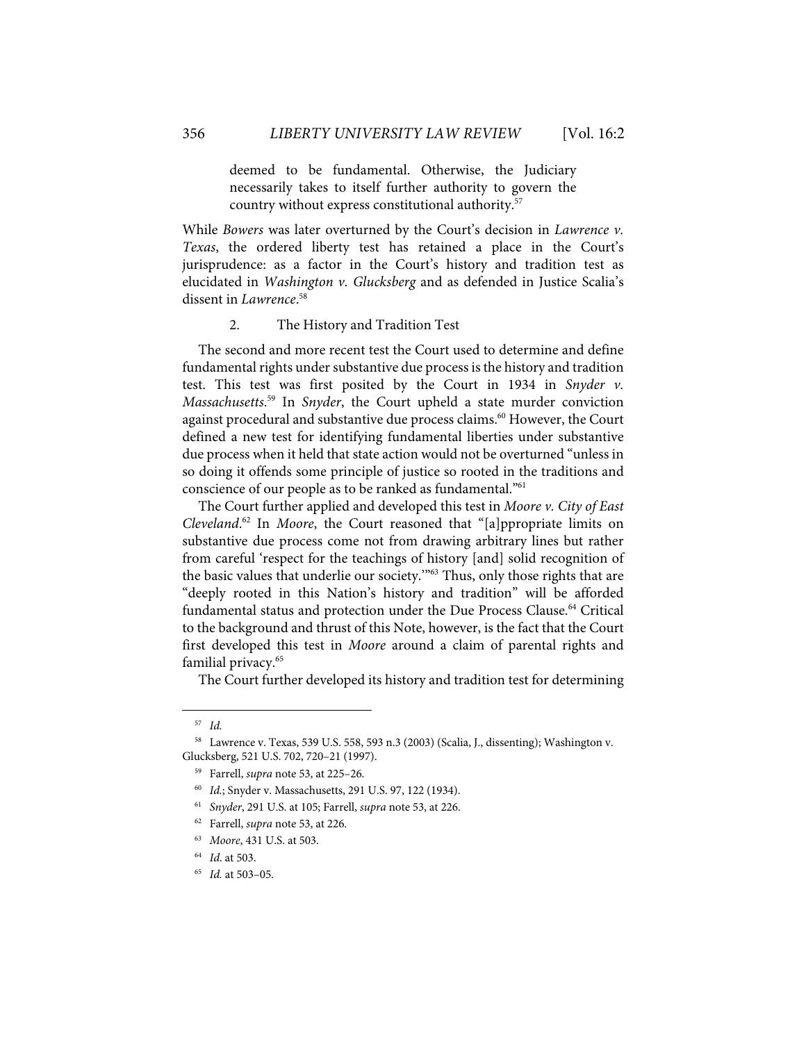> deemed to be fundamental. Otherwise, the Judiciary necessarily takes to itself further authority to govern the country without express constitutional authority.[57]

While *Bowers* was later overturned by the Court's decision in *Lawrence v. Texas*, the ordered liberty test has retained a place in the Court's jurisprudence: as a factor in the Court's history and tradition test as elucidated in *Washington v. Glucksberg* and as defended in Justice Scalia's dissent in *Lawrence*.[58]

2. The History and Tradition Test

The second and more recent test the Court used to determine and define fundamental rights under substantive due process is the history and tradition test. This test was first posited by the Court in 1934 in *Snyder v. Massachusetts*.[59] In *Snyder*, the Court upheld a state murder conviction against procedural and substantive due process claims.[60] However, the Court defined a new test for identifying fundamental liberties under substantive due process when it held that state action would not be overturned "unless in so doing it offends some principle of justice so rooted in the traditions and conscience of our people as to be ranked as fundamental."[61]

The Court further applied and developed this test in *Moore v. City of East Cleveland*.[62] In *Moore*, the Court reasoned that "[a]ppropriate limits on substantive due process come not from drawing arbitrary lines but rather from careful 'respect for the teachings of history [and] solid recognition of the basic values that underlie our society.'"[63] Thus, only those rights that are "deeply rooted in this Nation's history and tradition" will be afforded fundamental status and protection under the Due Process Clause.[64] Critical to the background and thrust of this Note, however, is the fact that the Court first developed this test in *Moore* around a claim of parental rights and familial privacy.[65]

The Court further developed its history and tradition test for determining

---

[57] *Id.*

[58] Lawrence v. Texas, 539 U.S. 558, 593 n.3 (2003) (Scalia, J., dissenting); Washington v. Glucksberg, 521 U.S. 702, 720–21 (1997).

[59] Farrell, *supra* note 53, at 225–26.

[60] *Id.*; Snyder v. Massachusetts, 291 U.S. 97, 122 (1934).

[61] *Snyder*, 291 U.S. at 105; Farrell, *supra* note 53, at 226.

[62] Farrell, *supra* note 53, at 226.

[63] *Moore*, 431 U.S. at 503.

[64] *Id.* at 503.

[65] *Id.* at 503–05.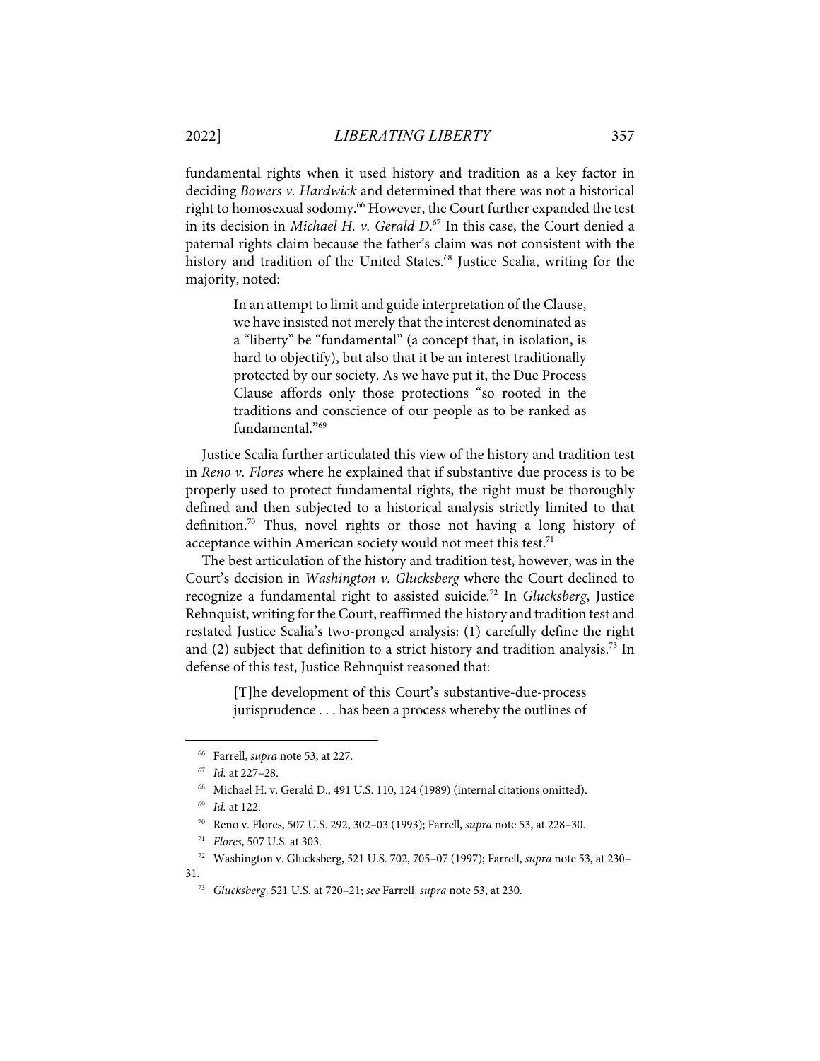fundamental rights when it used history and tradition as a key factor in deciding *Bowers v. Hardwick* and determined that there was not a historical right to homosexual sodomy.[66] However, the Court further expanded the test in its decision in *Michael H. v. Gerald D*.[67] In this case, the Court denied a paternal rights claim because the father's claim was not consistent with the history and tradition of the United States.[68] Justice Scalia, writing for the majority, noted:

> In an attempt to limit and guide interpretation of the Clause, we have insisted not merely that the interest denominated as a "liberty" be "fundamental" (a concept that, in isolation, is hard to objectify), but also that it be an interest traditionally protected by our society. As we have put it, the Due Process Clause affords only those protections "so rooted in the traditions and conscience of our people as to be ranked as fundamental."[69]

Justice Scalia further articulated this view of the history and tradition test in *Reno v. Flores* where he explained that if substantive due process is to be properly used to protect fundamental rights, the right must be thoroughly defined and then subjected to a historical analysis strictly limited to that definition.[70] Thus, novel rights or those not having a long history of acceptance within American society would not meet this test.[71]

The best articulation of the history and tradition test, however, was in the Court's decision in *Washington v. Glucksberg* where the Court declined to recognize a fundamental right to assisted suicide.[72] In *Glucksberg*, Justice Rehnquist, writing for the Court, reaffirmed the history and tradition test and restated Justice Scalia's two-pronged analysis: (1) carefully define the right and (2) subject that definition to a strict history and tradition analysis.[73] In defense of this test, Justice Rehnquist reasoned that:

> [T]he development of this Court's substantive-due-process jurisprudence . . . has been a process whereby the outlines of

---

[66] Farrell, *supra* note 53, at 227.

[67] *Id.* at 227–28.

[68] Michael H. v. Gerald D., 491 U.S. 110, 124 (1989) (internal citations omitted).

[69] *Id.* at 122.

[70] Reno v. Flores, 507 U.S. 292, 302–03 (1993); Farrell, *supra* note 53, at 228–30.

[71] *Flores*, 507 U.S. at 303.

[72] Washington v. Glucksberg, 521 U.S. 702, 705–07 (1997); Farrell, *supra* note 53, at 230–31.

[73] *Glucksberg*, 521 U.S. at 720–21; *see* Farrell, *supra* note 53, at 230.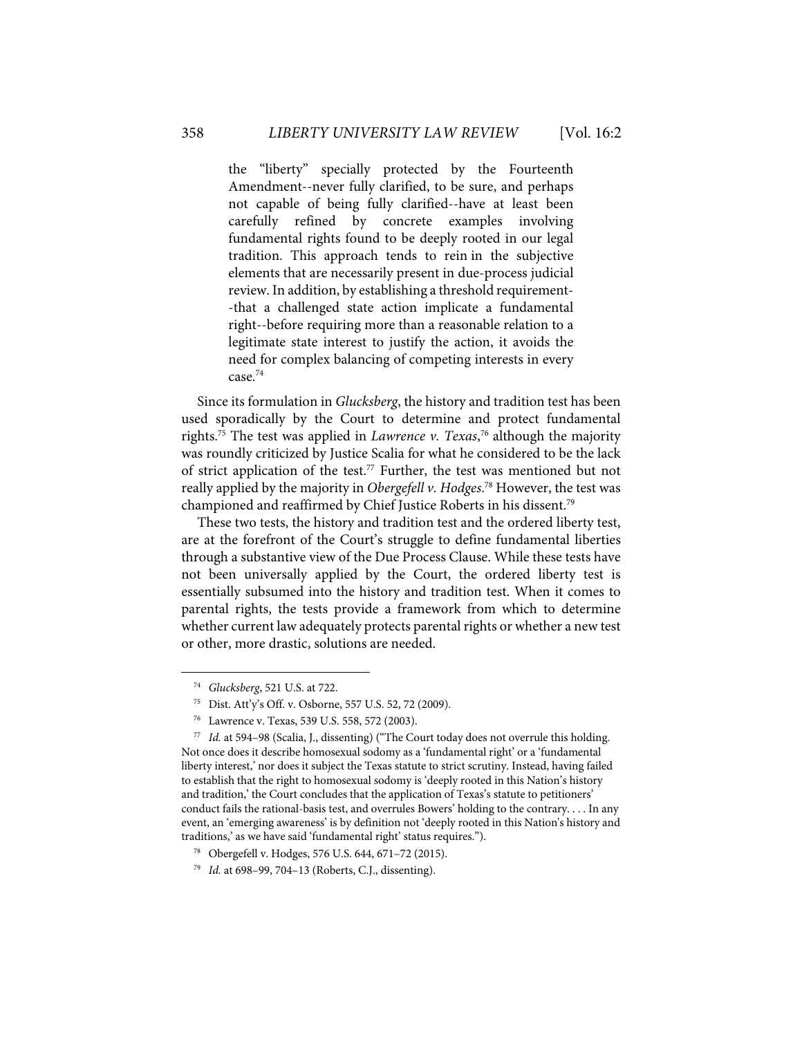> the "liberty" specially protected by the Fourteenth Amendment--never fully clarified, to be sure, and perhaps not capable of being fully clarified--have at least been carefully refined by concrete examples involving fundamental rights found to be deeply rooted in our legal tradition. This approach tends to rein in the subjective elements that are necessarily present in due-process judicial review. In addition, by establishing a threshold requirement--that a challenged state action implicate a fundamental right--before requiring more than a reasonable relation to a legitimate state interest to justify the action, it avoids the need for complex balancing of competing interests in every case.[74]

Since its formulation in *Glucksberg*, the history and tradition test has been used sporadically by the Court to determine and protect fundamental rights.[75] The test was applied in *Lawrence v. Texas*,[76] although the majority was roundly criticized by Justice Scalia for what he considered to be the lack of strict application of the test.[77] Further, the test was mentioned but not really applied by the majority in *Obergefell v. Hodges*.[78] However, the test was championed and reaffirmed by Chief Justice Roberts in his dissent.[79]

These two tests, the history and tradition test and the ordered liberty test, are at the forefront of the Court's struggle to define fundamental liberties through a substantive view of the Due Process Clause. While these tests have not been universally applied by the Court, the ordered liberty test is essentially subsumed into the history and tradition test. When it comes to parental rights, the tests provide a framework from which to determine whether current law adequately protects parental rights or whether a new test or other, more drastic, solutions are needed.

---

[74] *Glucksberg*, 521 U.S. at 722.

[75] Dist. Att'y's Off. v. Osborne, 557 U.S. 52, 72 (2009).

[76] Lawrence v. Texas, 539 U.S. 558, 572 (2003).

[77] *Id.* at 594–98 (Scalia, J., dissenting) ("The Court today does not overrule this holding. Not once does it describe homosexual sodomy as a 'fundamental right' or a 'fundamental liberty interest,' nor does it subject the Texas statute to strict scrutiny. Instead, having failed to establish that the right to homosexual sodomy is 'deeply rooted in this Nation's history and tradition,' the Court concludes that the application of Texas's statute to petitioners' conduct fails the rational-basis test, and overrules Bowers' holding to the contrary. . . . In any event, an 'emerging awareness' is by definition not 'deeply rooted in this Nation's history and traditions,' as we have said 'fundamental right' status requires.").

[78] Obergefell v. Hodges, 576 U.S. 644, 671–72 (2015).

[79] *Id.* at 698–99, 704–13 (Roberts, C.J., dissenting).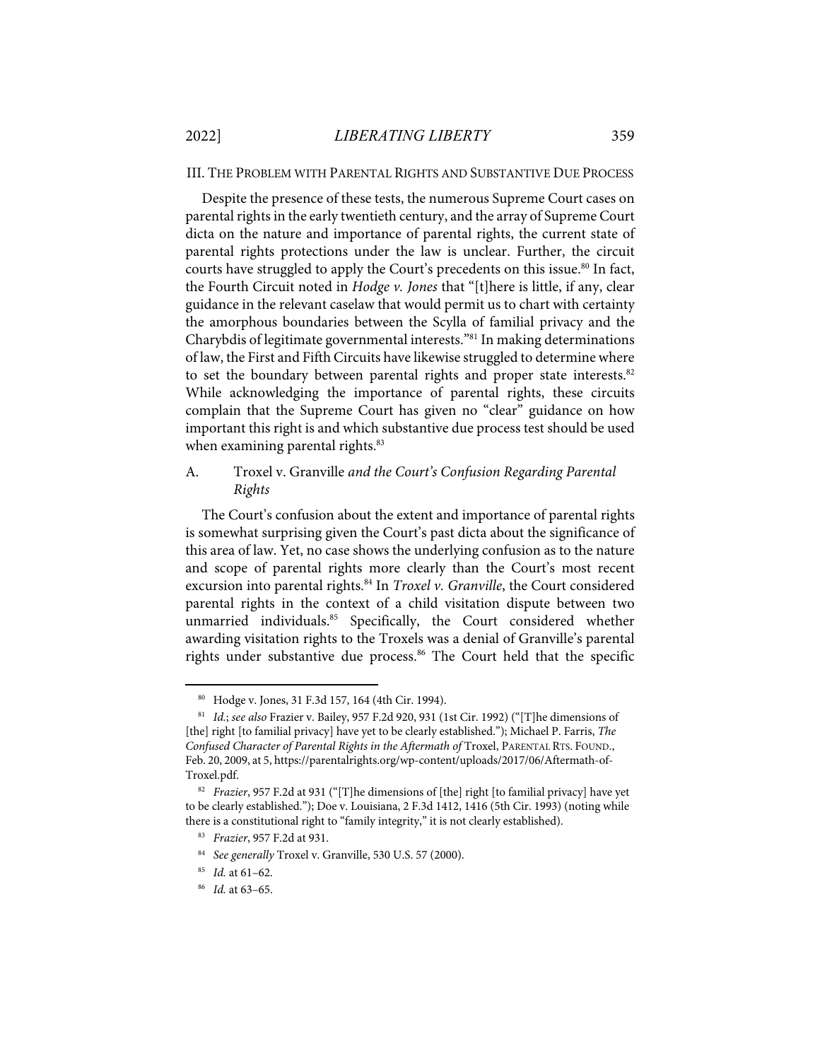## III. THE PROBLEM WITH PARENTAL RIGHTS AND SUBSTANTIVE DUE PROCESS

Despite the presence of these tests, the numerous Supreme Court cases on parental rights in the early twentieth century, and the array of Supreme Court dicta on the nature and importance of parental rights, the current state of parental rights protections under the law is unclear. Further, the circuit courts have struggled to apply the Court's precedents on this issue.[80] In fact, the Fourth Circuit noted in *Hodge v. Jones* that "[t]here is little, if any, clear guidance in the relevant caselaw that would permit us to chart with certainty the amorphous boundaries between the Scylla of familial privacy and the Charybdis of legitimate governmental interests."[81] In making determinations of law, the First and Fifth Circuits have likewise struggled to determine where to set the boundary between parental rights and proper state interests.[82] While acknowledging the importance of parental rights, these circuits complain that the Supreme Court has given no "clear" guidance on how important this right is and which substantive due process test should be used when examining parental rights.[83]

### A. Troxel v. Granville *and the Court's Confusion Regarding Parental Rights*

The Court's confusion about the extent and importance of parental rights is somewhat surprising given the Court's past dicta about the significance of this area of law. Yet, no case shows the underlying confusion as to the nature and scope of parental rights more clearly than the Court's most recent excursion into parental rights.[84] In *Troxel v. Granville*, the Court considered parental rights in the context of a child visitation dispute between two unmarried individuals.[85] Specifically, the Court considered whether awarding visitation rights to the Troxels was a denial of Granville's parental rights under substantive due process.[86] The Court held that the specific

---

[80] Hodge v. Jones, 31 F.3d 157, 164 (4th Cir. 1994).

[81] *Id.*; *see also* Frazier v. Bailey, 957 F.2d 920, 931 (1st Cir. 1992) ("[T]he dimensions of [the] right [to familial privacy] have yet to be clearly established."); Michael P. Farris, *The Confused Character of Parental Rights in the Aftermath of* Troxel, PARENTAL RTS. FOUND., Feb. 20, 2009, at 5, https://parentalrights.org/wp-content/uploads/2017/06/Aftermath-of-Troxel.pdf.

[82] *Frazier*, 957 F.2d at 931 ("[T]he dimensions of [the] right [to familial privacy] have yet to be clearly established."); Doe v. Louisiana, 2 F.3d 1412, 1416 (5th Cir. 1993) (noting while there is a constitutional right to "family integrity," it is not clearly established).

[83] *Frazier*, 957 F.2d at 931.

[84] *See generally* Troxel v. Granville, 530 U.S. 57 (2000).

[85] *Id.* at 61–62.

[86] *Id.* at 63–65.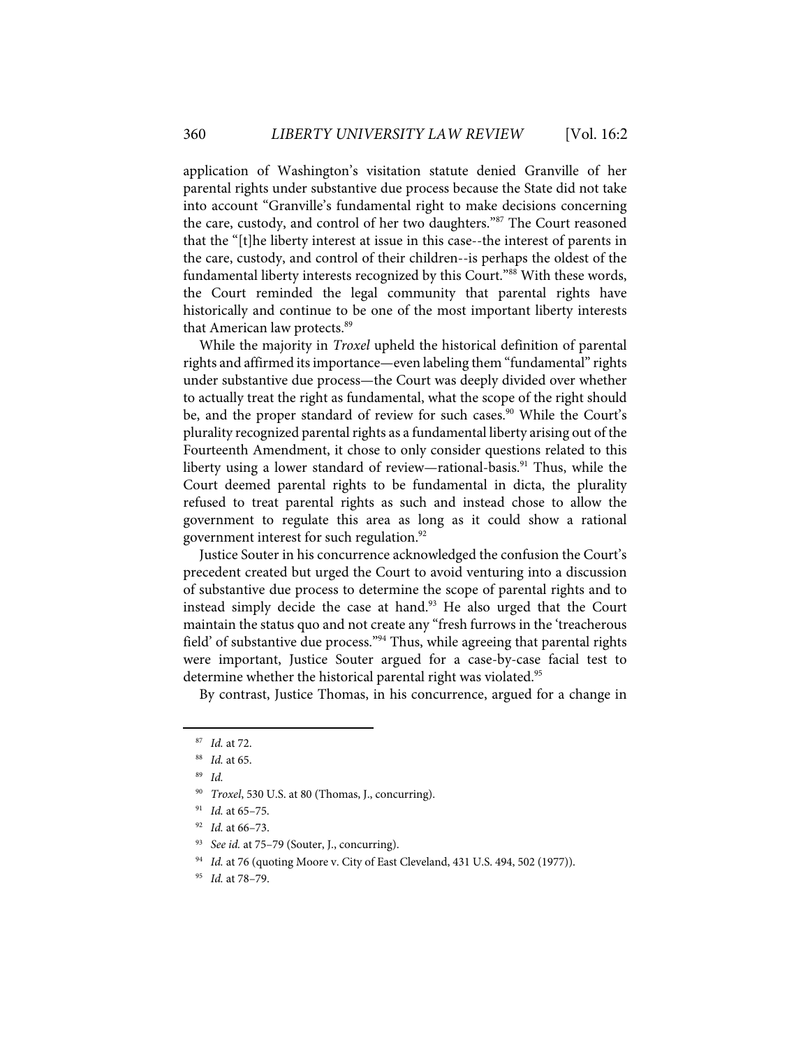application of Washington's visitation statute denied Granville of her parental rights under substantive due process because the State did not take into account "Granville's fundamental right to make decisions concerning the care, custody, and control of her two daughters."[87] The Court reasoned that the "[t]he liberty interest at issue in this case--the interest of parents in the care, custody, and control of their children--is perhaps the oldest of the fundamental liberty interests recognized by this Court."[88] With these words, the Court reminded the legal community that parental rights have historically and continue to be one of the most important liberty interests that American law protects.[89]

While the majority in *Troxel* upheld the historical definition of parental rights and affirmed its importance—even labeling them "fundamental" rights under substantive due process—the Court was deeply divided over whether to actually treat the right as fundamental, what the scope of the right should be, and the proper standard of review for such cases.[90] While the Court's plurality recognized parental rights as a fundamental liberty arising out of the Fourteenth Amendment, it chose to only consider questions related to this liberty using a lower standard of review—rational-basis.[91] Thus, while the Court deemed parental rights to be fundamental in dicta, the plurality refused to treat parental rights as such and instead chose to allow the government to regulate this area as long as it could show a rational government interest for such regulation.[92]

Justice Souter in his concurrence acknowledged the confusion the Court's precedent created but urged the Court to avoid venturing into a discussion of substantive due process to determine the scope of parental rights and to instead simply decide the case at hand.[93] He also urged that the Court maintain the status quo and not create any "fresh furrows in the 'treacherous field' of substantive due process."[94] Thus, while agreeing that parental rights were important, Justice Souter argued for a case-by-case facial test to determine whether the historical parental right was violated.[95]

By contrast, Justice Thomas, in his concurrence, argued for a change in

---

87. *Id.* at 72.
88. *Id.* at 65.
89. *Id.*
90. *Troxel*, 530 U.S. at 80 (Thomas, J., concurring).
91. *Id.* at 65–75.
92. *Id.* at 66–73.
93. *See id.* at 75–79 (Souter, J., concurring).
94. *Id.* at 76 (quoting Moore v. City of East Cleveland, 431 U.S. 494, 502 (1977)).
95. *Id.* at 78–79.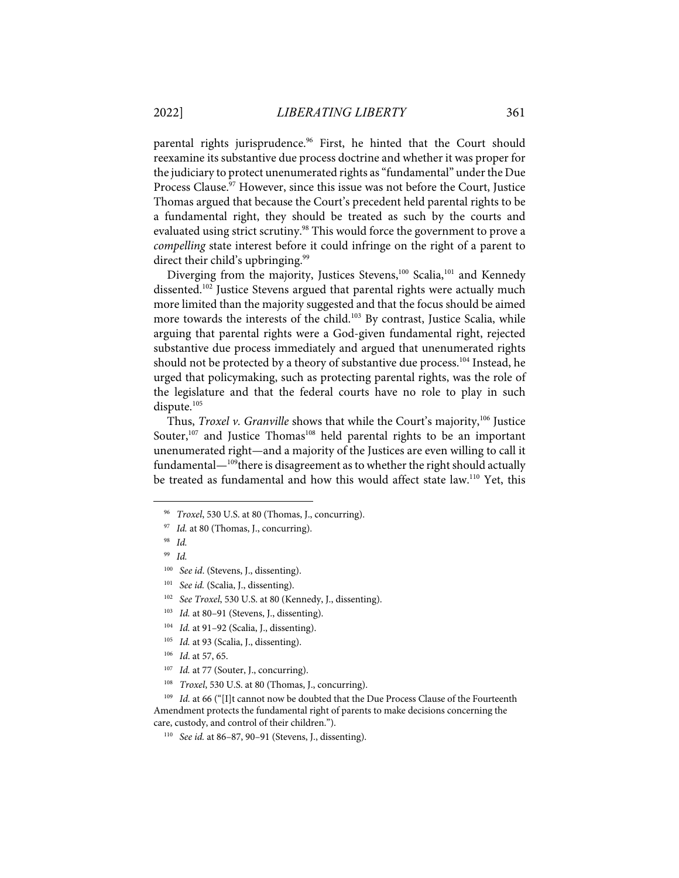parental rights jurisprudence.[96] First, he hinted that the Court should reexamine its substantive due process doctrine and whether it was proper for the judiciary to protect unenumerated rights as "fundamental" under the Due Process Clause.[97] However, since this issue was not before the Court, Justice Thomas argued that because the Court's precedent held parental rights to be a fundamental right, they should be treated as such by the courts and evaluated using strict scrutiny.[98] This would force the government to prove a *compelling* state interest before it could infringe on the right of a parent to direct their child's upbringing.[99]

Diverging from the majority, Justices Stevens,[100] Scalia,[101] and Kennedy dissented.[102] Justice Stevens argued that parental rights were actually much more limited than the majority suggested and that the focus should be aimed more towards the interests of the child.[103] By contrast, Justice Scalia, while arguing that parental rights were a God-given fundamental right, rejected substantive due process immediately and argued that unenumerated rights should not be protected by a theory of substantive due process.[104] Instead, he urged that policymaking, such as protecting parental rights, was the role of the legislature and that the federal courts have no role to play in such dispute.[105]

Thus, *Troxel v. Granville* shows that while the Court's majority,[106] Justice Souter,[107] and Justice Thomas[108] held parental rights to be an important unenumerated right—and a majority of the Justices are even willing to call it fundamental—[109]there is disagreement as to whether the right should actually be treated as fundamental and how this would affect state law.[110] Yet, this

---

[96] *Troxel*, 530 U.S. at 80 (Thomas, J., concurring).

[97] *Id.* at 80 (Thomas, J., concurring).

[98] *Id.*

[99] *Id.*

[100] *See id*. (Stevens, J., dissenting).

[101] *See id.* (Scalia, J., dissenting).

[102] *See Troxel*, 530 U.S. at 80 (Kennedy, J., dissenting).

[103] *Id.* at 80–91 (Stevens, J., dissenting).

[104] *Id.* at 91–92 (Scalia, J., dissenting).

[105] *Id.* at 93 (Scalia, J., dissenting).

[106] *Id*. at 57, 65.

[107] *Id.* at 77 (Souter, J., concurring).

[108] *Troxel*, 530 U.S. at 80 (Thomas, J., concurring).

[109] *Id.* at 66 ("[I]t cannot now be doubted that the Due Process Clause of the Fourteenth Amendment protects the fundamental right of parents to make decisions concerning the care, custody, and control of their children.").

[110] *See id.* at 86–87, 90–91 (Stevens, J., dissenting).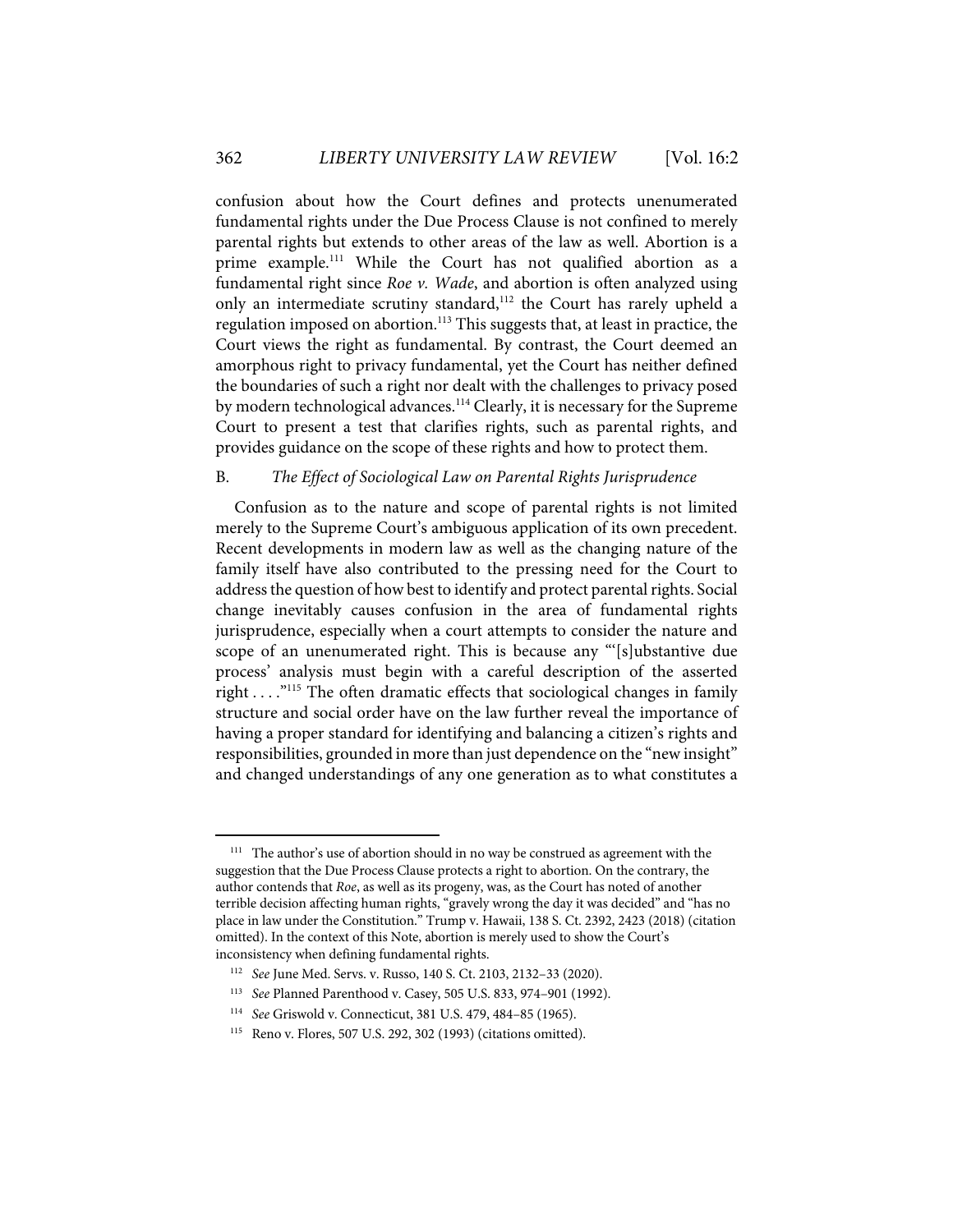confusion about how the Court defines and protects unenumerated fundamental rights under the Due Process Clause is not confined to merely parental rights but extends to other areas of the law as well. Abortion is a prime example.[111] While the Court has not qualified abortion as a fundamental right since *Roe v. Wade*, and abortion is often analyzed using only an intermediate scrutiny standard,[112] the Court has rarely upheld a regulation imposed on abortion.[113] This suggests that, at least in practice, the Court views the right as fundamental. By contrast, the Court deemed an amorphous right to privacy fundamental, yet the Court has neither defined the boundaries of such a right nor dealt with the challenges to privacy posed by modern technological advances.[114] Clearly, it is necessary for the Supreme Court to present a test that clarifies rights, such as parental rights, and provides guidance on the scope of these rights and how to protect them.

### B. *The Effect of Sociological Law on Parental Rights Jurisprudence*

Confusion as to the nature and scope of parental rights is not limited merely to the Supreme Court's ambiguous application of its own precedent. Recent developments in modern law as well as the changing nature of the family itself have also contributed to the pressing need for the Court to address the question of how best to identify and protect parental rights. Social change inevitably causes confusion in the area of fundamental rights jurisprudence, especially when a court attempts to consider the nature and scope of an unenumerated right. This is because any "'[s]ubstantive due process' analysis must begin with a careful description of the asserted right . . . ."[115] The often dramatic effects that sociological changes in family structure and social order have on the law further reveal the importance of having a proper standard for identifying and balancing a citizen's rights and responsibilities, grounded in more than just dependence on the "new insight" and changed understandings of any one generation as to what constitutes a

---

[111] The author's use of abortion should in no way be construed as agreement with the suggestion that the Due Process Clause protects a right to abortion. On the contrary, the author contends that *Roe*, as well as its progeny, was, as the Court has noted of another terrible decision affecting human rights, "gravely wrong the day it was decided" and "has no place in law under the Constitution." Trump v. Hawaii, 138 S. Ct. 2392, 2423 (2018) (citation omitted). In the context of this Note, abortion is merely used to show the Court's inconsistency when defining fundamental rights.

[112] *See* June Med. Servs. v. Russo, 140 S. Ct. 2103, 2132–33 (2020).

[113] *See* Planned Parenthood v. Casey, 505 U.S. 833, 974–901 (1992).

[114] *See* Griswold v. Connecticut, 381 U.S. 479, 484–85 (1965).

[115] Reno v. Flores, 507 U.S. 292, 302 (1993) (citations omitted).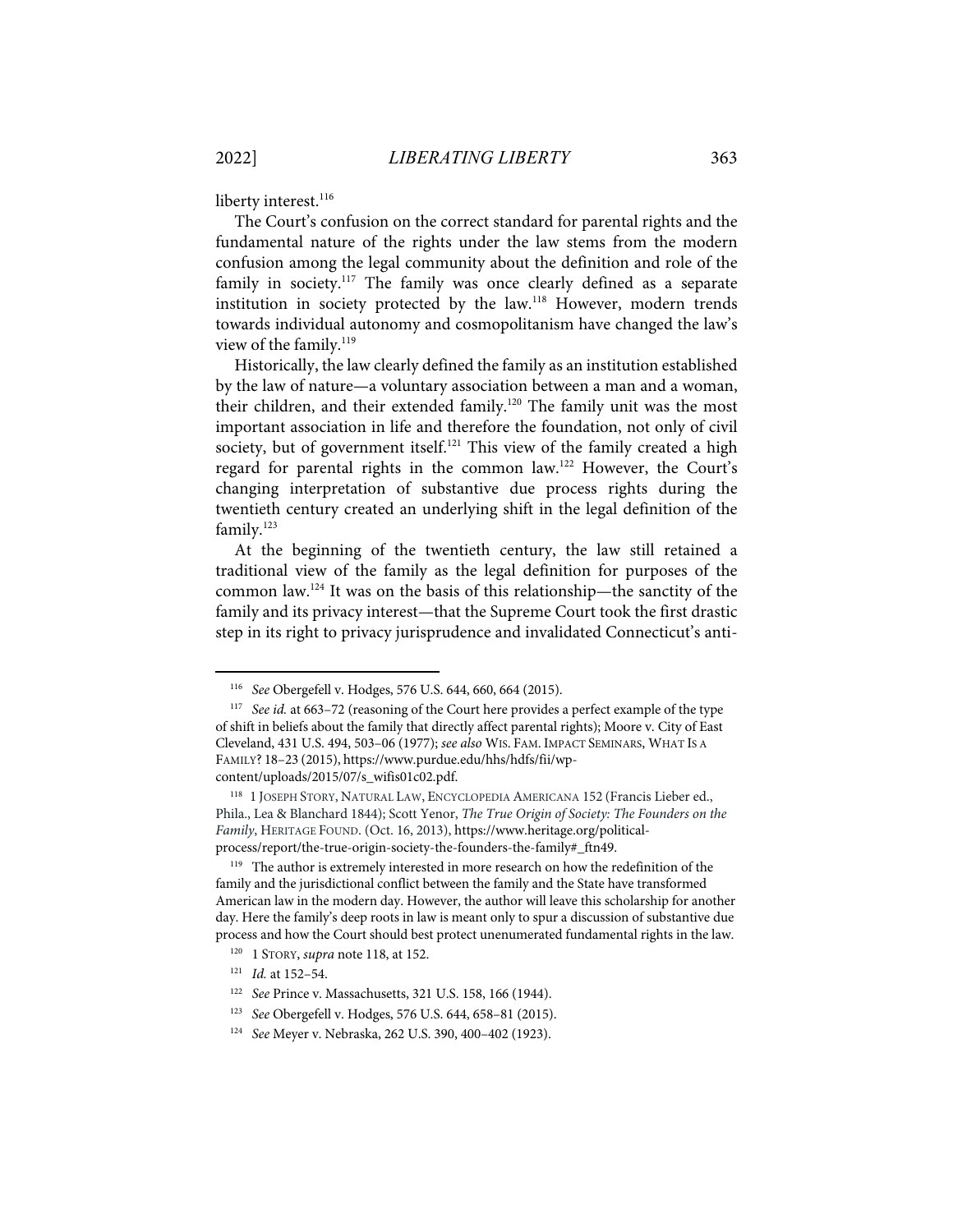liberty interest.[116]

The Court's confusion on the correct standard for parental rights and the fundamental nature of the rights under the law stems from the modern confusion among the legal community about the definition and role of the family in society.[117] The family was once clearly defined as a separate institution in society protected by the law.[118] However, modern trends towards individual autonomy and cosmopolitanism have changed the law's view of the family.[119]

Historically, the law clearly defined the family as an institution established by the law of nature—a voluntary association between a man and a woman, their children, and their extended family.[120] The family unit was the most important association in life and therefore the foundation, not only of civil society, but of government itself.[121] This view of the family created a high regard for parental rights in the common law.[122] However, the Court's changing interpretation of substantive due process rights during the twentieth century created an underlying shift in the legal definition of the family.[123]

At the beginning of the twentieth century, the law still retained a traditional view of the family as the legal definition for purposes of the common law.[124] It was on the basis of this relationship—the sanctity of the family and its privacy interest—that the Supreme Court took the first drastic step in its right to privacy jurisprudence and invalidated Connecticut's anti-

---

[116] *See* Obergefell v. Hodges, 576 U.S. 644, 660, 664 (2015).

[117] *See id.* at 663–72 (reasoning of the Court here provides a perfect example of the type of shift in beliefs about the family that directly affect parental rights); Moore v. City of East Cleveland, 431 U.S. 494, 503–06 (1977); *see also* WIS. FAM. IMPACT SEMINARS, WHAT IS A FAMILY? 18–23 (2015), https://www.purdue.edu/hhs/hdfs/fii/wp-content/uploads/2015/07/s_wifis01c02.pdf.

[118] 1 JOSEPH STORY, NATURAL LAW, ENCYCLOPEDIA AMERICANA 152 (Francis Lieber ed., Phila., Lea & Blanchard 1844); Scott Yenor, *The True Origin of Society: The Founders on the Family*, HERITAGE FOUND. (Oct. 16, 2013), https://www.heritage.org/political-process/report/the-true-origin-society-the-founders-the-family#_ftn49.

[119] The author is extremely interested in more research on how the redefinition of the family and the jurisdictional conflict between the family and the State have transformed American law in the modern day. However, the author will leave this scholarship for another day. Here the family's deep roots in law is meant only to spur a discussion of substantive due process and how the Court should best protect unenumerated fundamental rights in the law.

[120] 1 STORY, *supra* note 118, at 152.

[121] *Id.* at 152–54.

[122] *See* Prince v. Massachusetts, 321 U.S. 158, 166 (1944).

[123] *See* Obergefell v. Hodges, 576 U.S. 644, 658–81 (2015).

[124] *See* Meyer v. Nebraska, 262 U.S. 390, 400–402 (1923).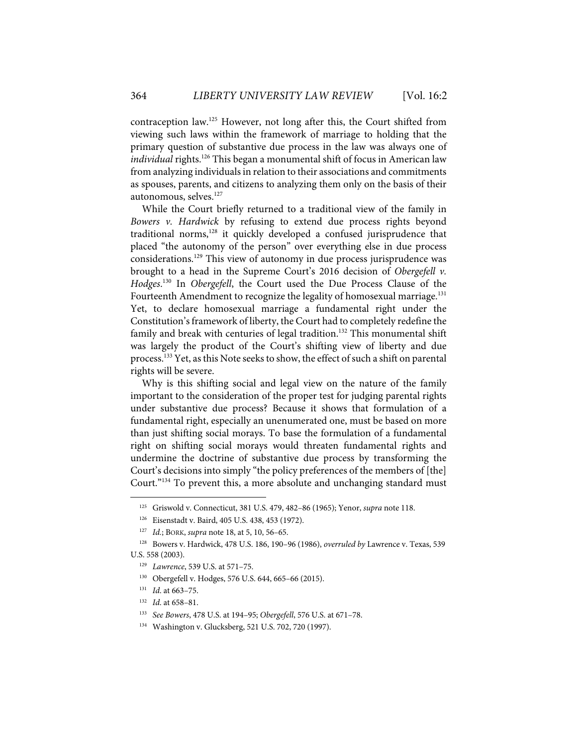contraception law.[125] However, not long after this, the Court shifted from viewing such laws within the framework of marriage to holding that the primary question of substantive due process in the law was always one of *individual* rights.[126] This began a monumental shift of focus in American law from analyzing individuals in relation to their associations and commitments as spouses, parents, and citizens to analyzing them only on the basis of their autonomous, selves.[127]

While the Court briefly returned to a traditional view of the family in *Bowers v. Hardwick* by refusing to extend due process rights beyond traditional norms,[128] it quickly developed a confused jurisprudence that placed "the autonomy of the person" over everything else in due process considerations.[129] This view of autonomy in due process jurisprudence was brought to a head in the Supreme Court's 2016 decision of *Obergefell v. Hodges*.[130] In *Obergefell*, the Court used the Due Process Clause of the Fourteenth Amendment to recognize the legality of homosexual marriage.[131] Yet, to declare homosexual marriage a fundamental right under the Constitution's framework of liberty, the Court had to completely redefine the family and break with centuries of legal tradition.[132] This monumental shift was largely the product of the Court's shifting view of liberty and due process.[133] Yet, as this Note seeks to show, the effect of such a shift on parental rights will be severe.

Why is this shifting social and legal view on the nature of the family important to the consideration of the proper test for judging parental rights under substantive due process? Because it shows that formulation of a fundamental right, especially an unenumerated one, must be based on more than just shifting social morays. To base the formulation of a fundamental right on shifting social morays would threaten fundamental rights and undermine the doctrine of substantive due process by transforming the Court's decisions into simply "the policy preferences of the members of [the] Court."[134] To prevent this, a more absolute and unchanging standard must

---

[125] Griswold v. Connecticut, 381 U.S. 479, 482–86 (1965); Yenor, *supra* note 118.

[126] Eisenstadt v. Baird, 405 U.S. 438, 453 (1972).

[127] *Id.*; BORK, *supra* note 18, at 5, 10, 56–65.

[128] Bowers v. Hardwick, 478 U.S. 186, 190–96 (1986), *overruled by* Lawrence v. Texas, 539 U.S. 558 (2003).

[129] *Lawrence*, 539 U.S. at 571–75.

[130] Obergefell v. Hodges, 576 U.S. 644, 665–66 (2015).

[131] *Id.* at 663–75.

[132] *Id.* at 658–81.

[133] *See Bowers*, 478 U.S. at 194–95; *Obergefell*, 576 U.S. at 671–78.

[134] Washington v. Glucksberg, 521 U.S. 702, 720 (1997).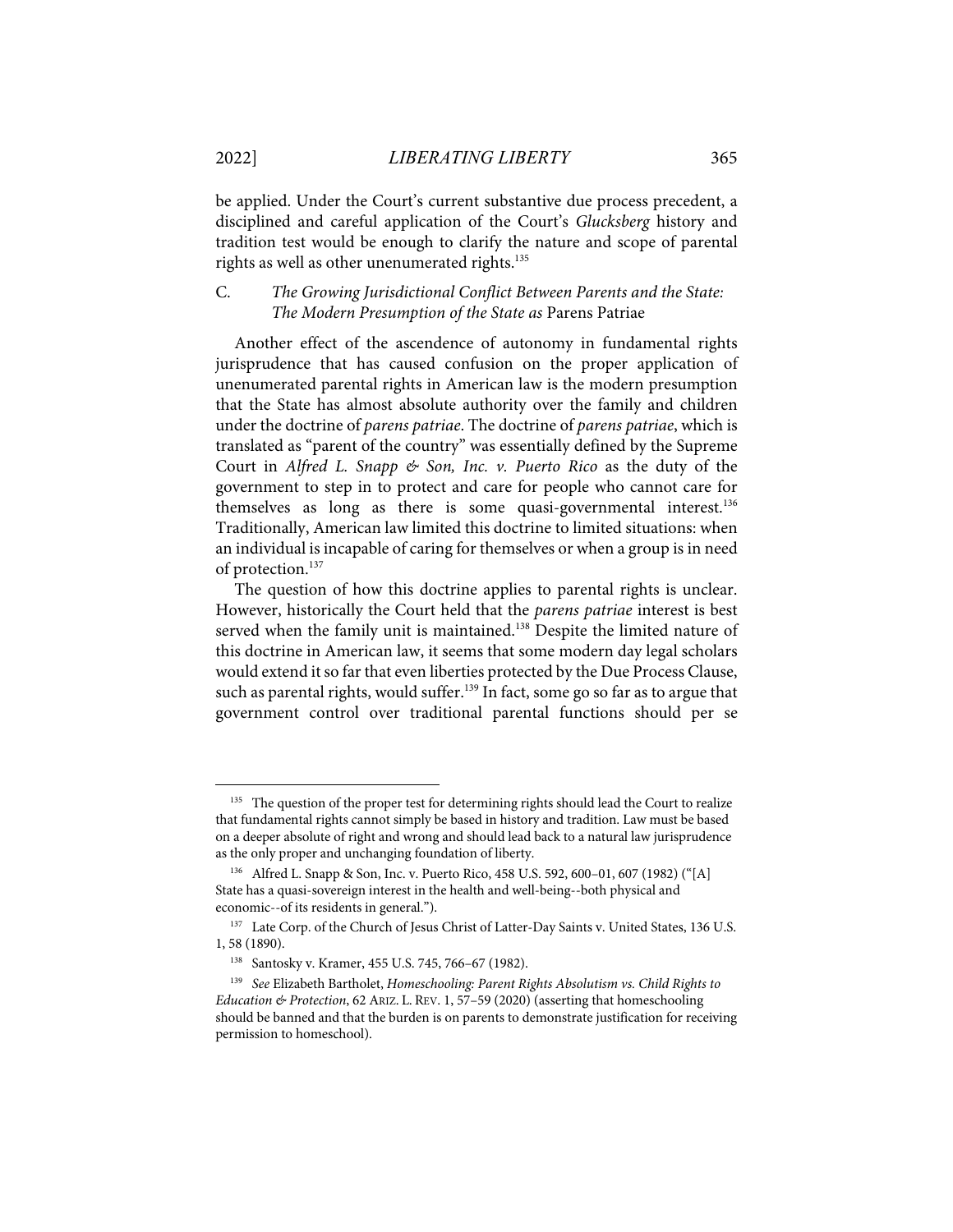be applied. Under the Court's current substantive due process precedent, a disciplined and careful application of the Court's *Glucksberg* history and tradition test would be enough to clarify the nature and scope of parental rights as well as other unenumerated rights.[135]

### C. *The Growing Jurisdictional Conflict Between Parents and the State: The Modern Presumption of the State as* Parens Patriae

Another effect of the ascendence of autonomy in fundamental rights jurisprudence that has caused confusion on the proper application of unenumerated parental rights in American law is the modern presumption that the State has almost absolute authority over the family and children under the doctrine of *parens patriae*. The doctrine of *parens patriae*, which is translated as "parent of the country" was essentially defined by the Supreme Court in *Alfred L. Snapp & Son, Inc. v. Puerto Rico* as the duty of the government to step in to protect and care for people who cannot care for themselves as long as there is some quasi-governmental interest.[136] Traditionally, American law limited this doctrine to limited situations: when an individual is incapable of caring for themselves or when a group is in need of protection.[137]

The question of how this doctrine applies to parental rights is unclear. However, historically the Court held that the *parens patriae* interest is best served when the family unit is maintained.[138] Despite the limited nature of this doctrine in American law, it seems that some modern day legal scholars would extend it so far that even liberties protected by the Due Process Clause, such as parental rights, would suffer.[139] In fact, some go so far as to argue that government control over traditional parental functions should per se

---

[135] The question of the proper test for determining rights should lead the Court to realize that fundamental rights cannot simply be based in history and tradition. Law must be based on a deeper absolute of right and wrong and should lead back to a natural law jurisprudence as the only proper and unchanging foundation of liberty.

[136] Alfred L. Snapp & Son, Inc. v. Puerto Rico, 458 U.S. 592, 600–01, 607 (1982) ("[A] State has a quasi-sovereign interest in the health and well-being--both physical and economic--of its residents in general.").

[137] Late Corp. of the Church of Jesus Christ of Latter-Day Saints v. United States, 136 U.S. 1, 58 (1890).

[138] Santosky v. Kramer, 455 U.S. 745, 766–67 (1982).

[139] *See* Elizabeth Bartholet, *Homeschooling: Parent Rights Absolutism vs. Child Rights to Education & Protection*, 62 ARIZ. L. REV. 1, 57–59 (2020) (asserting that homeschooling should be banned and that the burden is on parents to demonstrate justification for receiving permission to homeschool).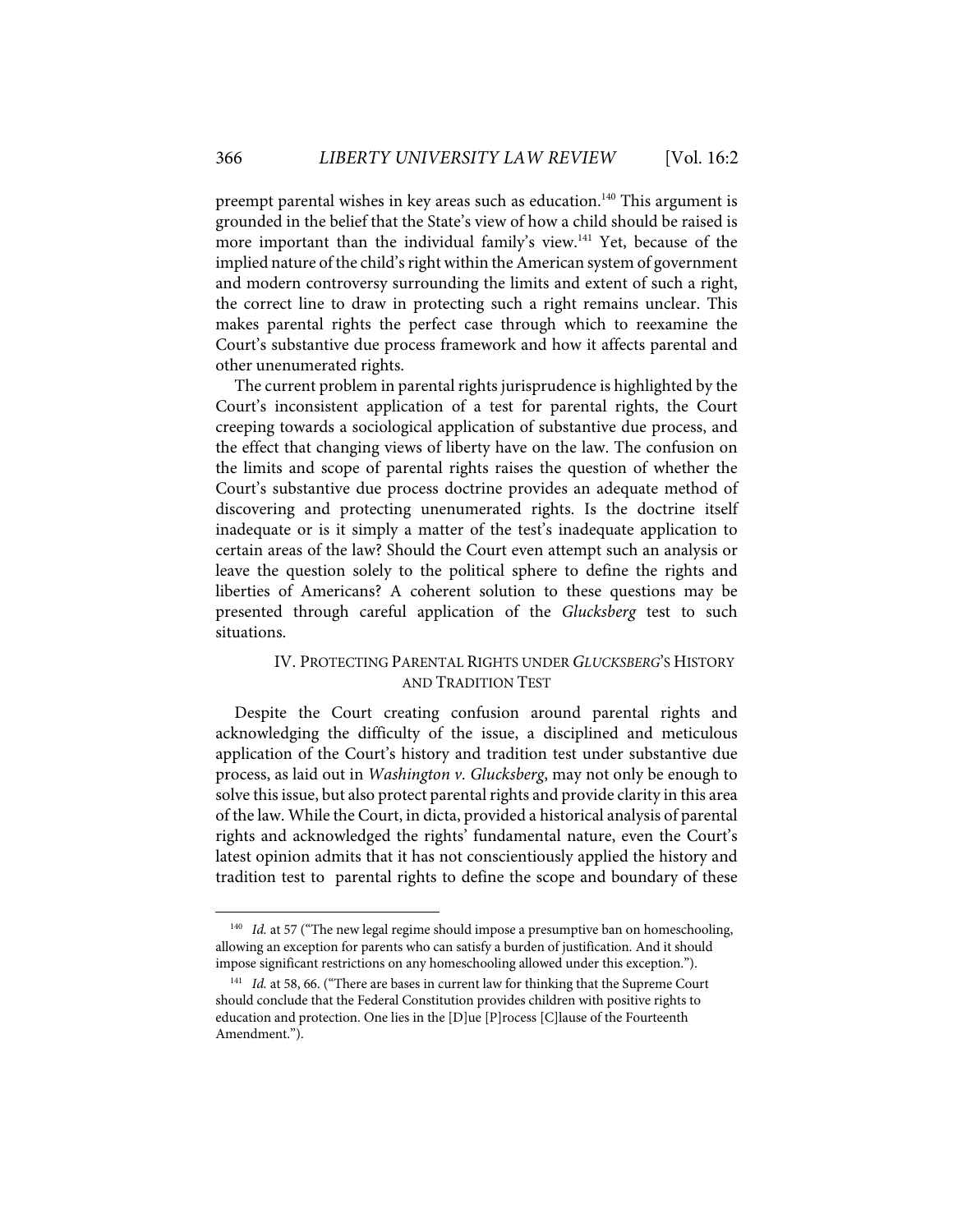preempt parental wishes in key areas such as education.[140] This argument is grounded in the belief that the State's view of how a child should be raised is more important than the individual family's view.[141] Yet, because of the implied nature of the child's right within the American system of government and modern controversy surrounding the limits and extent of such a right, the correct line to draw in protecting such a right remains unclear. This makes parental rights the perfect case through which to reexamine the Court's substantive due process framework and how it affects parental and other unenumerated rights.

The current problem in parental rights jurisprudence is highlighted by the Court's inconsistent application of a test for parental rights, the Court creeping towards a sociological application of substantive due process, and the effect that changing views of liberty have on the law. The confusion on the limits and scope of parental rights raises the question of whether the Court's substantive due process doctrine provides an adequate method of discovering and protecting unenumerated rights. Is the doctrine itself inadequate or is it simply a matter of the test's inadequate application to certain areas of the law? Should the Court even attempt such an analysis or leave the question solely to the political sphere to define the rights and liberties of Americans? A coherent solution to these questions may be presented through careful application of the *Glucksberg* test to such situations.

## IV. PROTECTING PARENTAL RIGHTS UNDER *GLUCKSBERG*'S HISTORY AND TRADITION TEST

Despite the Court creating confusion around parental rights and acknowledging the difficulty of the issue, a disciplined and meticulous application of the Court's history and tradition test under substantive due process, as laid out in *Washington v. Glucksberg*, may not only be enough to solve this issue, but also protect parental rights and provide clarity in this area of the law. While the Court, in dicta, provided a historical analysis of parental rights and acknowledged the rights' fundamental nature, even the Court's latest opinion admits that it has not conscientiously applied the history and tradition test to parental rights to define the scope and boundary of these

---

[140] *Id.* at 57 ("The new legal regime should impose a presumptive ban on homeschooling, allowing an exception for parents who can satisfy a burden of justification. And it should impose significant restrictions on any homeschooling allowed under this exception.").

[141] *Id.* at 58, 66. ("There are bases in current law for thinking that the Supreme Court should conclude that the Federal Constitution provides children with positive rights to education and protection. One lies in the [D]ue [P]rocess [C]lause of the Fourteenth Amendment.").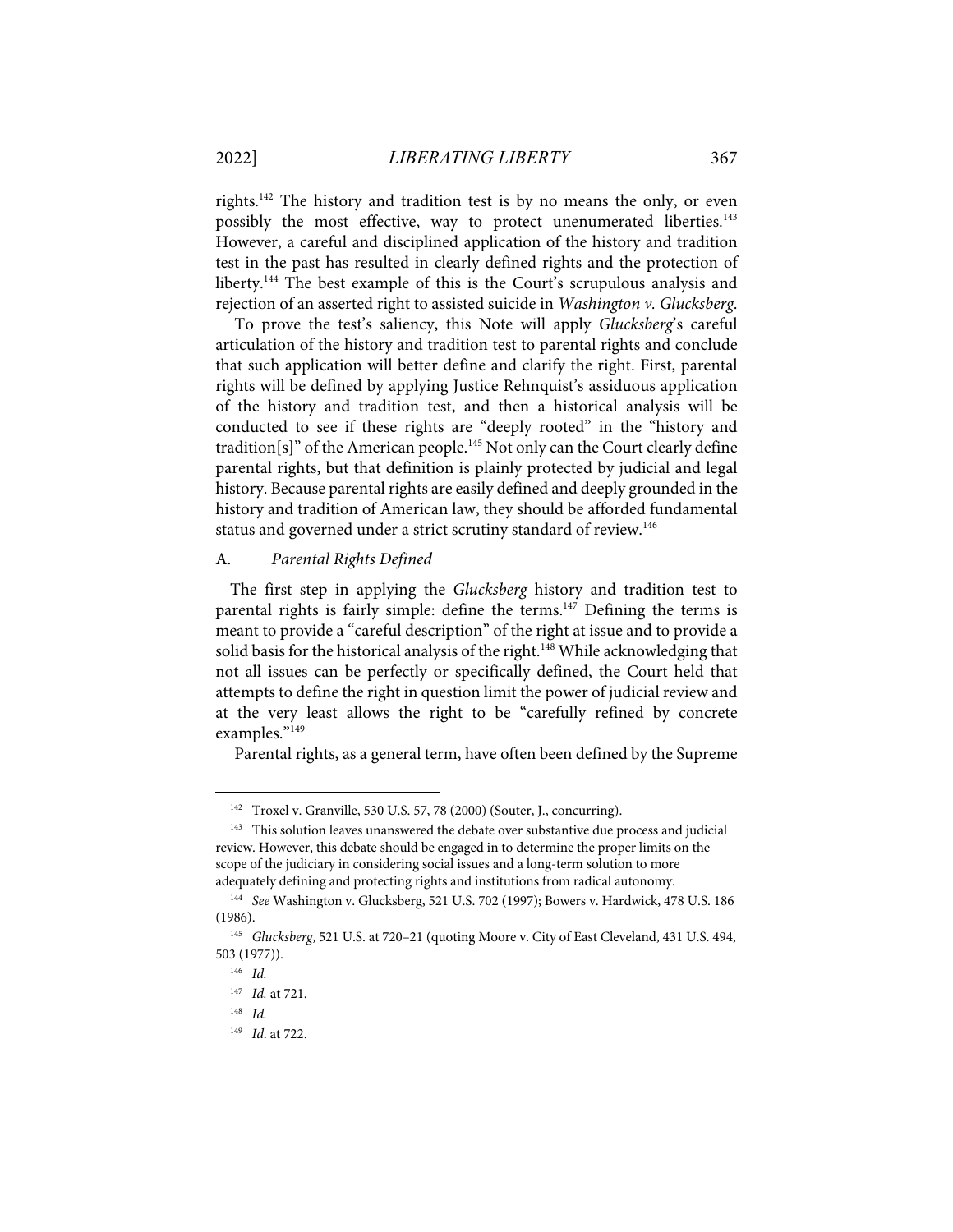rights.[142] The history and tradition test is by no means the only, or even possibly the most effective, way to protect unenumerated liberties.[143] However, a careful and disciplined application of the history and tradition test in the past has resulted in clearly defined rights and the protection of liberty.[144] The best example of this is the Court's scrupulous analysis and rejection of an asserted right to assisted suicide in *Washington v. Glucksberg*.

To prove the test's saliency, this Note will apply *Glucksberg*'s careful articulation of the history and tradition test to parental rights and conclude that such application will better define and clarify the right. First, parental rights will be defined by applying Justice Rehnquist's assiduous application of the history and tradition test, and then a historical analysis will be conducted to see if these rights are "deeply rooted" in the "history and tradition[s]" of the American people.[145] Not only can the Court clearly define parental rights, but that definition is plainly protected by judicial and legal history. Because parental rights are easily defined and deeply grounded in the history and tradition of American law, they should be afforded fundamental status and governed under a strict scrutiny standard of review.[146]

## A. *Parental Rights Defined*

The first step in applying the *Glucksberg* history and tradition test to parental rights is fairly simple: define the terms.[147] Defining the terms is meant to provide a "careful description" of the right at issue and to provide a solid basis for the historical analysis of the right.[148] While acknowledging that not all issues can be perfectly or specifically defined, the Court held that attempts to define the right in question limit the power of judicial review and at the very least allows the right to be "carefully refined by concrete examples."[149]

Parental rights, as a general term, have often been defined by the Supreme

---

[142] Troxel v. Granville, 530 U.S. 57, 78 (2000) (Souter, J., concurring).

[143] This solution leaves unanswered the debate over substantive due process and judicial review. However, this debate should be engaged in to determine the proper limits on the scope of the judiciary in considering social issues and a long-term solution to more adequately defining and protecting rights and institutions from radical autonomy.

[144] *See* Washington v. Glucksberg, 521 U.S. 702 (1997); Bowers v. Hardwick, 478 U.S. 186 (1986).

[145] *Glucksberg*, 521 U.S. at 720–21 (quoting Moore v. City of East Cleveland, 431 U.S. 494, 503 (1977)).

[146] *Id.*

[147] *Id.* at 721.

[148] *Id.*

[149] *Id*. at 722.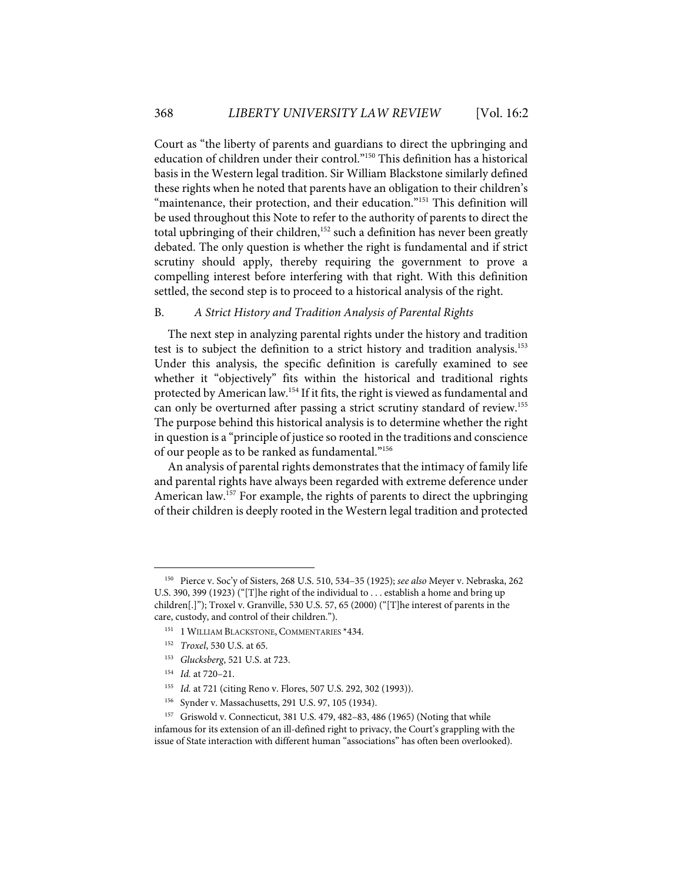Court as "the liberty of parents and guardians to direct the upbringing and education of children under their control."[150] This definition has a historical basis in the Western legal tradition. Sir William Blackstone similarly defined these rights when he noted that parents have an obligation to their children's "maintenance, their protection, and their education."[151] This definition will be used throughout this Note to refer to the authority of parents to direct the total upbringing of their children,[152] such a definition has never been greatly debated. The only question is whether the right is fundamental and if strict scrutiny should apply, thereby requiring the government to prove a compelling interest before interfering with that right. With this definition settled, the second step is to proceed to a historical analysis of the right.

### B. *A Strict History and Tradition Analysis of Parental Rights*

The next step in analyzing parental rights under the history and tradition test is to subject the definition to a strict history and tradition analysis.[153] Under this analysis, the specific definition is carefully examined to see whether it "objectively" fits within the historical and traditional rights protected by American law.[154] If it fits, the right is viewed as fundamental and can only be overturned after passing a strict scrutiny standard of review.[155] The purpose behind this historical analysis is to determine whether the right in question is a "principle of justice so rooted in the traditions and conscience of our people as to be ranked as fundamental."[156]

An analysis of parental rights demonstrates that the intimacy of family life and parental rights have always been regarded with extreme deference under American law.[157] For example, the rights of parents to direct the upbringing of their children is deeply rooted in the Western legal tradition and protected

---

[150] Pierce v. Soc'y of Sisters, 268 U.S. 510, 534–35 (1925); *see also* Meyer v. Nebraska, 262 U.S. 390, 399 (1923) ("[T]he right of the individual to . . . establish a home and bring up children[.]"); Troxel v. Granville, 530 U.S. 57, 65 (2000) ("[T]he interest of parents in the care, custody, and control of their children.").

[151] 1 WILLIAM BLACKSTONE, COMMENTARIES *434.

[152] *Troxel*, 530 U.S. at 65.

[153] *Glucksberg*, 521 U.S. at 723.

[154] *Id.* at 720–21.

[155] *Id.* at 721 (citing Reno v. Flores, 507 U.S. 292, 302 (1993)).

[156] Synder v. Massachusetts, 291 U.S. 97, 105 (1934).

[157] Griswold v. Connecticut, 381 U.S. 479, 482–83, 486 (1965) (Noting that while infamous for its extension of an ill-defined right to privacy, the Court's grappling with the issue of State interaction with different human "associations" has often been overlooked).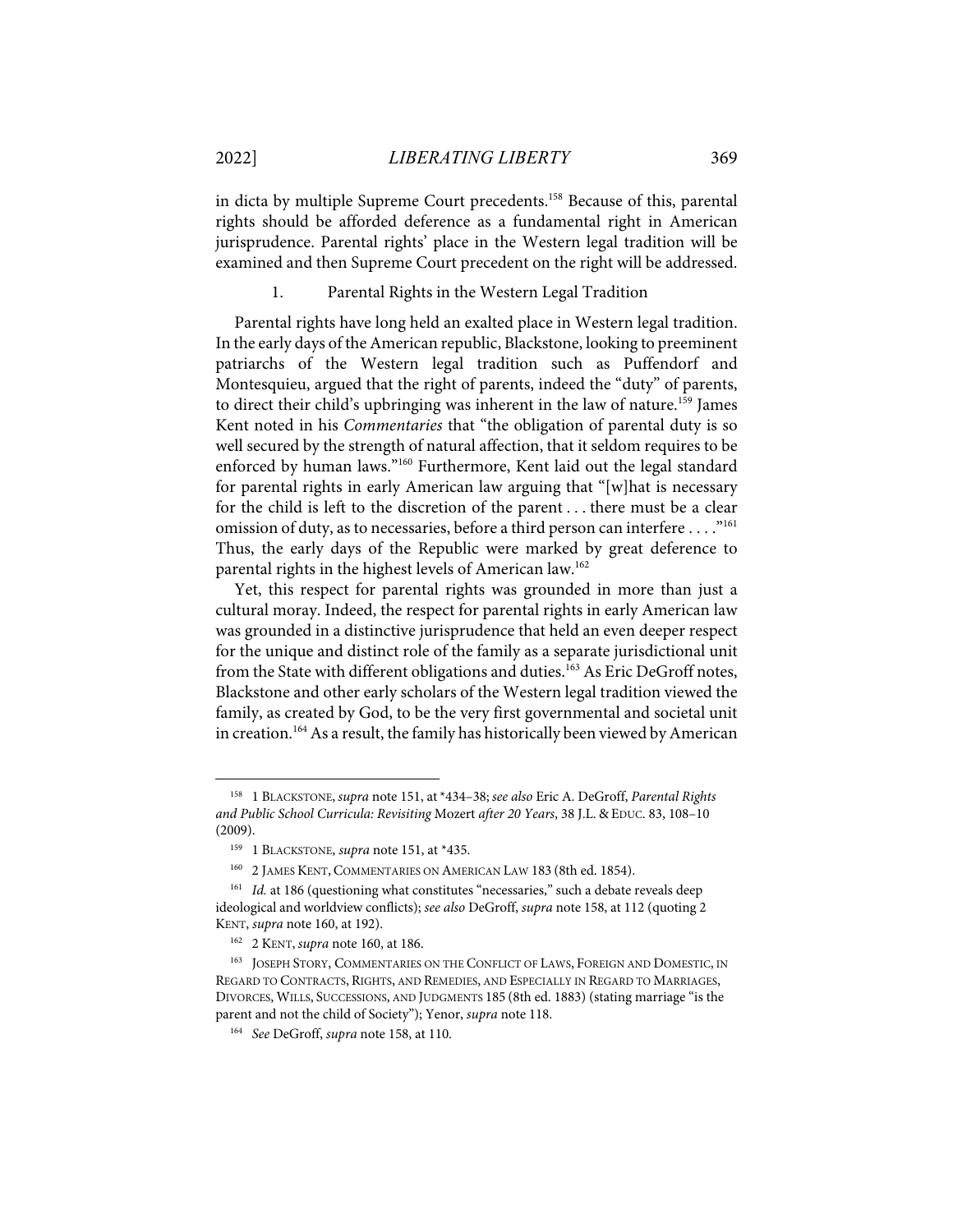in dicta by multiple Supreme Court precedents.[158] Because of this, parental rights should be afforded deference as a fundamental right in American jurisprudence. Parental rights' place in the Western legal tradition will be examined and then Supreme Court precedent on the right will be addressed.

### 1. Parental Rights in the Western Legal Tradition

Parental rights have long held an exalted place in Western legal tradition. In the early days of the American republic, Blackstone, looking to preeminent patriarchs of the Western legal tradition such as Puffendorf and Montesquieu, argued that the right of parents, indeed the "duty" of parents, to direct their child's upbringing was inherent in the law of nature.[159] James Kent noted in his *Commentaries* that "the obligation of parental duty is so well secured by the strength of natural affection, that it seldom requires to be enforced by human laws."[160] Furthermore, Kent laid out the legal standard for parental rights in early American law arguing that "[w]hat is necessary for the child is left to the discretion of the parent . . . there must be a clear omission of duty, as to necessaries, before a third person can interfere . . . ."[161] Thus, the early days of the Republic were marked by great deference to parental rights in the highest levels of American law.[162]

Yet, this respect for parental rights was grounded in more than just a cultural moray. Indeed, the respect for parental rights in early American law was grounded in a distinctive jurisprudence that held an even deeper respect for the unique and distinct role of the family as a separate jurisdictional unit from the State with different obligations and duties.[163] As Eric DeGroff notes, Blackstone and other early scholars of the Western legal tradition viewed the family, as created by God, to be the very first governmental and societal unit in creation.[164] As a result, the family has historically been viewed by American

---

[158] 1 BLACKSTONE, *supra* note 151, at \*434–38; *see also* Eric A. DeGroff, *Parental Rights and Public School Curricula: Revisiting* Mozert *after 20 Years*, 38 J.L. & EDUC. 83, 108–10 (2009).

[159] 1 BLACKSTONE, *supra* note 151, at \*435.

[160] 2 JAMES KENT, COMMENTARIES ON AMERICAN LAW 183 (8th ed. 1854).

[161] *Id.* at 186 (questioning what constitutes "necessaries," such a debate reveals deep ideological and worldview conflicts); *see also* DeGroff, *supra* note 158, at 112 (quoting 2 KENT, *supra* note 160, at 192).

[162] 2 KENT, *supra* note 160, at 186.

[163] JOSEPH STORY, COMMENTARIES ON THE CONFLICT OF LAWS, FOREIGN AND DOMESTIC, IN REGARD TO CONTRACTS, RIGHTS, AND REMEDIES, AND ESPECIALLY IN REGARD TO MARRIAGES, DIVORCES, WILLS, SUCCESSIONS, AND JUDGMENTS 185 (8th ed. 1883) (stating marriage "is the parent and not the child of Society"); Yenor, *supra* note 118.

[164] *See* DeGroff, *supra* note 158, at 110.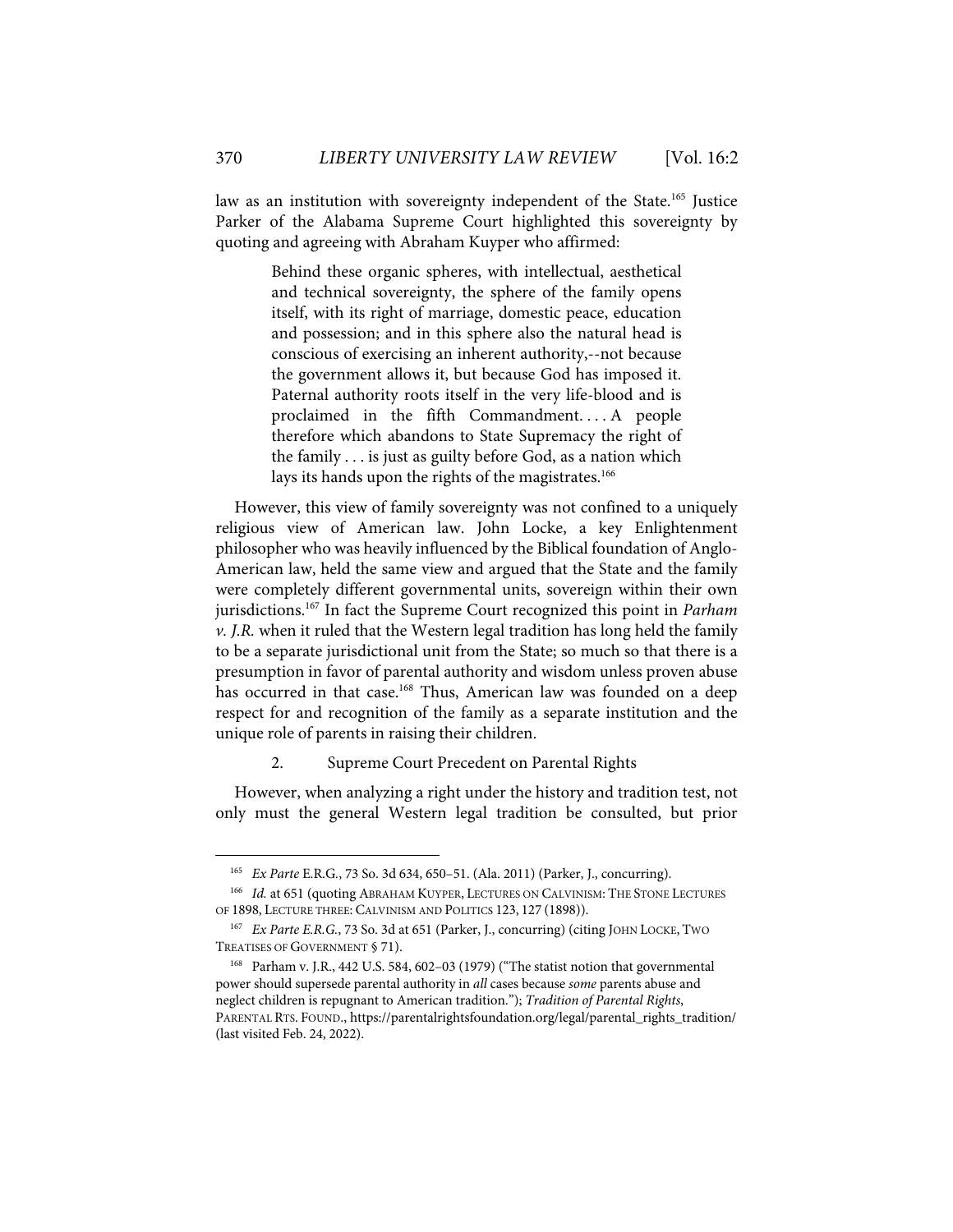law as an institution with sovereignty independent of the State.[165] Justice Parker of the Alabama Supreme Court highlighted this sovereignty by quoting and agreeing with Abraham Kuyper who affirmed:

> Behind these organic spheres, with intellectual, aesthetical and technical sovereignty, the sphere of the family opens itself, with its right of marriage, domestic peace, education and possession; and in this sphere also the natural head is conscious of exercising an inherent authority,--not because the government allows it, but because God has imposed it. Paternal authority roots itself in the very life-blood and is proclaimed in the fifth Commandment. . . . A people therefore which abandons to State Supremacy the right of the family . . . is just as guilty before God, as a nation which lays its hands upon the rights of the magistrates.[166]

However, this view of family sovereignty was not confined to a uniquely religious view of American law. John Locke, a key Enlightenment philosopher who was heavily influenced by the Biblical foundation of Anglo-American law, held the same view and argued that the State and the family were completely different governmental units, sovereign within their own jurisdictions.[167] In fact the Supreme Court recognized this point in *Parham v. J.R.* when it ruled that the Western legal tradition has long held the family to be a separate jurisdictional unit from the State; so much so that there is a presumption in favor of parental authority and wisdom unless proven abuse has occurred in that case.[168] Thus, American law was founded on a deep respect for and recognition of the family as a separate institution and the unique role of parents in raising their children.

2. Supreme Court Precedent on Parental Rights

However, when analyzing a right under the history and tradition test, not only must the general Western legal tradition be consulted, but prior

---

[165] *Ex Parte* E.R.G., 73 So. 3d 634, 650–51. (Ala. 2011) (Parker, J., concurring).

[166] *Id.* at 651 (quoting ABRAHAM KUYPER, LECTURES ON CALVINISM: THE STONE LECTURES OF 1898, LECTURE THREE: CALVINISM AND POLITICS 123, 127 (1898)).

[167] *Ex Parte E.R.G.*, 73 So. 3d at 651 (Parker, J., concurring) (citing JOHN LOCKE, TWO TREATISES OF GOVERNMENT § 71).

[168] Parham v. J.R., 442 U.S. 584, 602–03 (1979) ("The statist notion that governmental power should supersede parental authority in *all* cases because *some* parents abuse and neglect children is repugnant to American tradition."); *Tradition of Parental Rights*, PARENTAL RTS. FOUND., https://parentalrightsfoundation.org/legal/parental_rights_tradition/ (last visited Feb. 24, 2022).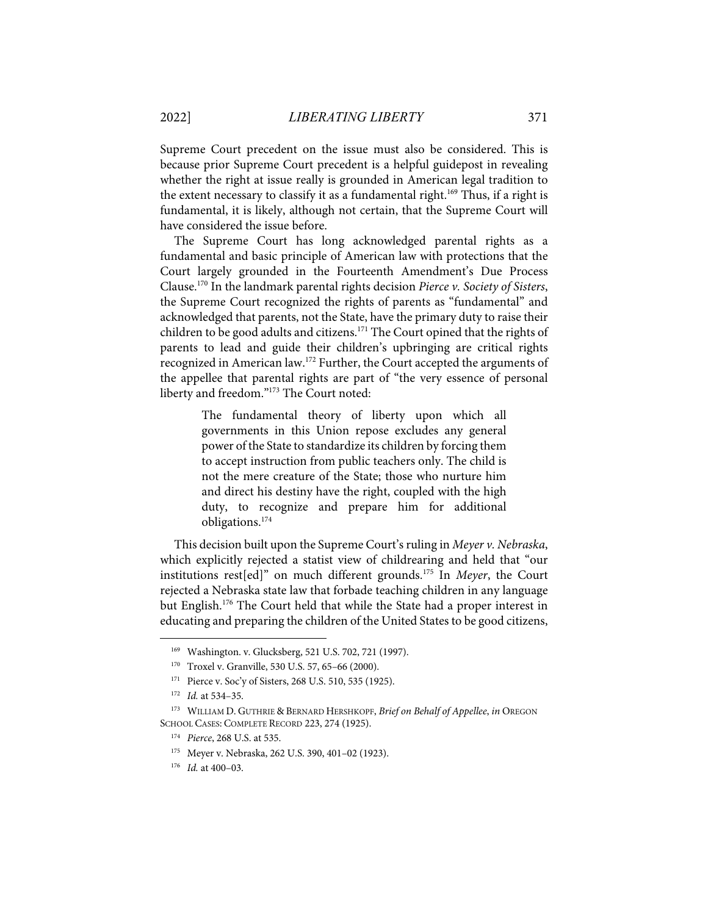Supreme Court precedent on the issue must also be considered. This is because prior Supreme Court precedent is a helpful guidepost in revealing whether the right at issue really is grounded in American legal tradition to the extent necessary to classify it as a fundamental right.[169] Thus, if a right is fundamental, it is likely, although not certain, that the Supreme Court will have considered the issue before.

The Supreme Court has long acknowledged parental rights as a fundamental and basic principle of American law with protections that the Court largely grounded in the Fourteenth Amendment's Due Process Clause.[170] In the landmark parental rights decision *Pierce v. Society of Sisters*, the Supreme Court recognized the rights of parents as "fundamental" and acknowledged that parents, not the State, have the primary duty to raise their children to be good adults and citizens.[171] The Court opined that the rights of parents to lead and guide their children's upbringing are critical rights recognized in American law.[172] Further, the Court accepted the arguments of the appellee that parental rights are part of "the very essence of personal liberty and freedom."[173] The Court noted:

> The fundamental theory of liberty upon which all governments in this Union repose excludes any general power of the State to standardize its children by forcing them to accept instruction from public teachers only. The child is not the mere creature of the State; those who nurture him and direct his destiny have the right, coupled with the high duty, to recognize and prepare him for additional obligations.[174]

This decision built upon the Supreme Court's ruling in *Meyer v. Nebraska*, which explicitly rejected a statist view of childrearing and held that "our institutions rest[ed]" on much different grounds.[175] In *Meyer*, the Court rejected a Nebraska state law that forbade teaching children in any language but English.[176] The Court held that while the State had a proper interest in educating and preparing the children of the United States to be good citizens,

---

[169] Washington. v. Glucksberg, 521 U.S. 702, 721 (1997).

[170] Troxel v. Granville, 530 U.S. 57, 65–66 (2000).

[171] Pierce v. Soc'y of Sisters, 268 U.S. 510, 535 (1925).

[172] *Id.* at 534–35.

[173] WILLIAM D. GUTHRIE & BERNARD HERSHKOPF, *Brief on Behalf of Appellee*, *in* OREGON SCHOOL CASES: COMPLETE RECORD 223, 274 (1925).

[174] *Pierce*, 268 U.S. at 535.

[175] Meyer v. Nebraska, 262 U.S. 390, 401–02 (1923).

[176] *Id.* at 400–03.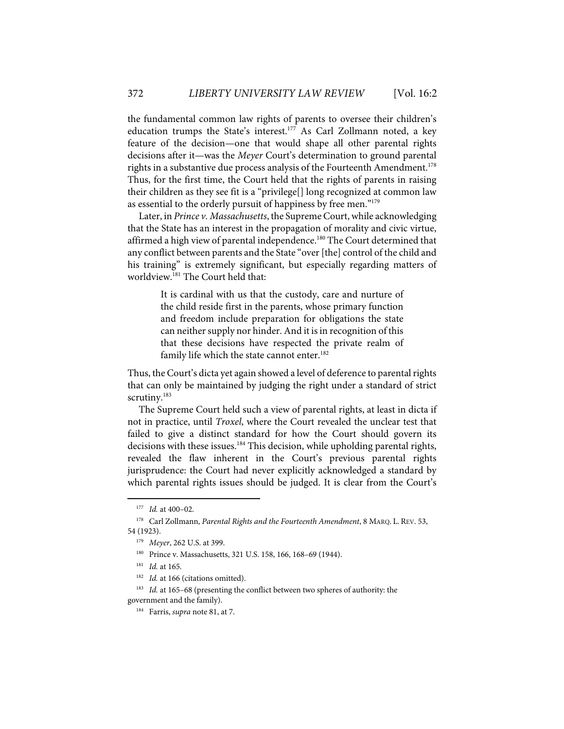the fundamental common law rights of parents to oversee their children's education trumps the State's interest.[177] As Carl Zollmann noted, a key feature of the decision—one that would shape all other parental rights decisions after it—was the *Meyer* Court's determination to ground parental rights in a substantive due process analysis of the Fourteenth Amendment.[178] Thus, for the first time, the Court held that the rights of parents in raising their children as they see fit is a "privilege[] long recognized at common law as essential to the orderly pursuit of happiness by free men."[179]

Later, in *Prince v. Massachusetts*, the Supreme Court, while acknowledging that the State has an interest in the propagation of morality and civic virtue, affirmed a high view of parental independence.[180] The Court determined that any conflict between parents and the State "over [the] control of the child and his training" is extremely significant, but especially regarding matters of worldview.[181] The Court held that:

> It is cardinal with us that the custody, care and nurture of the child reside first in the parents, whose primary function and freedom include preparation for obligations the state can neither supply nor hinder. And it is in recognition of this that these decisions have respected the private realm of family life which the state cannot enter.[182]

Thus, the Court's dicta yet again showed a level of deference to parental rights that can only be maintained by judging the right under a standard of strict scrutiny.[183]

The Supreme Court held such a view of parental rights, at least in dicta if not in practice, until *Troxel*, where the Court revealed the unclear test that failed to give a distinct standard for how the Court should govern its decisions with these issues.[184] This decision, while upholding parental rights, revealed the flaw inherent in the Court's previous parental rights jurisprudence: the Court had never explicitly acknowledged a standard by which parental rights issues should be judged. It is clear from the Court's

---

[177] *Id.* at 400–02.

[178] Carl Zollmann, *Parental Rights and the Fourteenth Amendment*, 8 MARQ. L. REV. 53, 54 (1923).

[179] *Meyer*, 262 U.S. at 399.

[180] Prince v. Massachusetts, 321 U.S. 158, 166, 168–69 (1944).

[181] *Id.* at 165.

[182] *Id.* at 166 (citations omitted).

[183] *Id.* at 165–68 (presenting the conflict between two spheres of authority: the government and the family).

[184] Farris, *supra* note 81, at 7.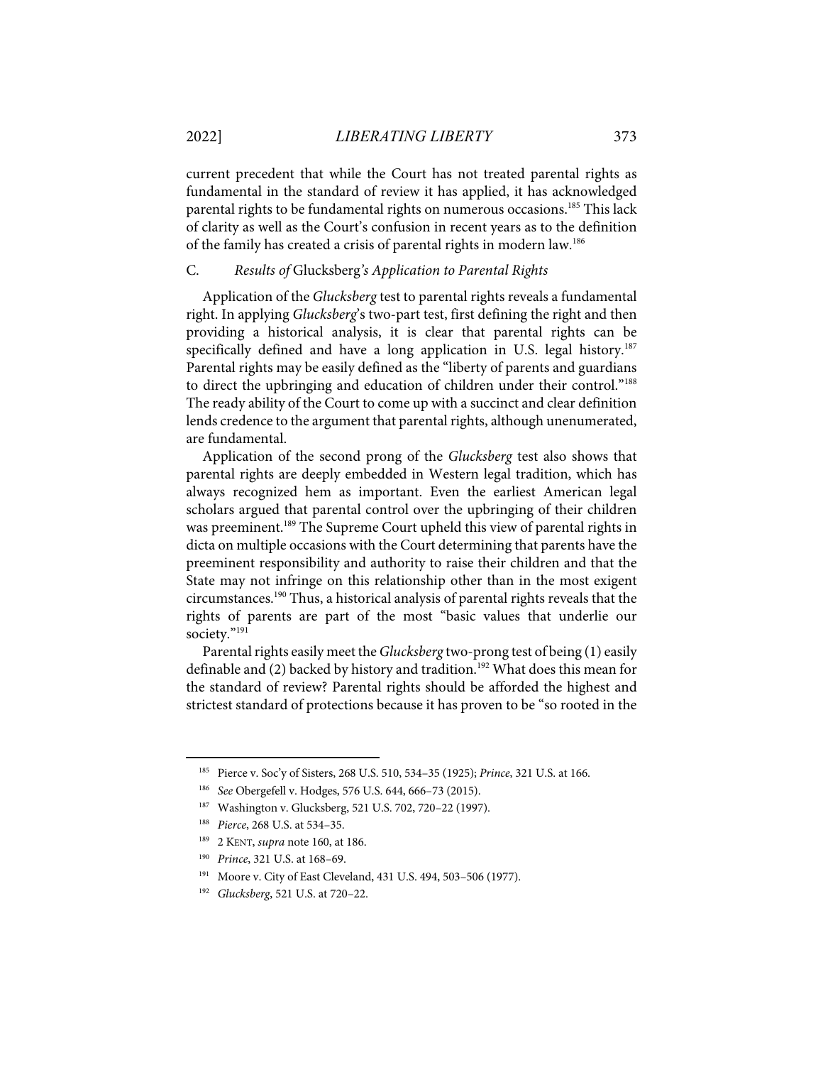current precedent that while the Court has not treated parental rights as fundamental in the standard of review it has applied, it has acknowledged parental rights to be fundamental rights on numerous occasions.[185] This lack of clarity as well as the Court's confusion in recent years as to the definition of the family has created a crisis of parental rights in modern law.[186]

### C. *Results of* Glucksberg*'s Application to Parental Rights*

Application of the *Glucksberg* test to parental rights reveals a fundamental right. In applying *Glucksberg*'s two-part test, first defining the right and then providing a historical analysis, it is clear that parental rights can be specifically defined and have a long application in U.S. legal history.[187] Parental rights may be easily defined as the "liberty of parents and guardians to direct the upbringing and education of children under their control."[188] The ready ability of the Court to come up with a succinct and clear definition lends credence to the argument that parental rights, although unenumerated, are fundamental.

Application of the second prong of the *Glucksberg* test also shows that parental rights are deeply embedded in Western legal tradition, which has always recognized hem as important. Even the earliest American legal scholars argued that parental control over the upbringing of their children was preeminent.[189] The Supreme Court upheld this view of parental rights in dicta on multiple occasions with the Court determining that parents have the preeminent responsibility and authority to raise their children and that the State may not infringe on this relationship other than in the most exigent circumstances.[190] Thus, a historical analysis of parental rights reveals that the rights of parents are part of the most "basic values that underlie our society."[191]

Parental rights easily meet the *Glucksberg* two-prong test of being (1) easily definable and (2) backed by history and tradition.[192] What does this mean for the standard of review? Parental rights should be afforded the highest and strictest standard of protections because it has proven to be "so rooted in the

---

[185] Pierce v. Soc'y of Sisters, 268 U.S. 510, 534–35 (1925); *Prince*, 321 U.S. at 166.

[186] *See* Obergefell v. Hodges, 576 U.S. 644, 666–73 (2015).

[187] Washington v. Glucksberg, 521 U.S. 702, 720–22 (1997).

[188] *Pierce*, 268 U.S. at 534–35.

[189] 2 KENT, *supra* note 160, at 186.

[190] *Prince*, 321 U.S. at 168–69.

[191] Moore v. City of East Cleveland, 431 U.S. 494, 503–506 (1977).

[192] *Glucksberg*, 521 U.S. at 720–22.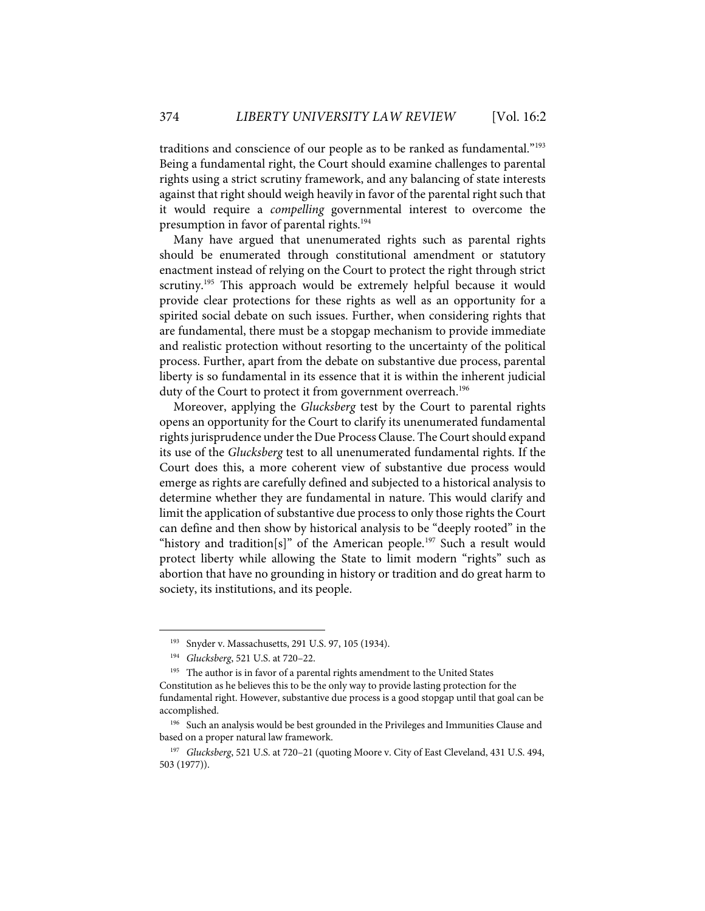traditions and conscience of our people as to be ranked as fundamental."[193] Being a fundamental right, the Court should examine challenges to parental rights using a strict scrutiny framework, and any balancing of state interests against that right should weigh heavily in favor of the parental right such that it would require a *compelling* governmental interest to overcome the presumption in favor of parental rights.[194]

Many have argued that unenumerated rights such as parental rights should be enumerated through constitutional amendment or statutory enactment instead of relying on the Court to protect the right through strict scrutiny.[195] This approach would be extremely helpful because it would provide clear protections for these rights as well as an opportunity for a spirited social debate on such issues. Further, when considering rights that are fundamental, there must be a stopgap mechanism to provide immediate and realistic protection without resorting to the uncertainty of the political process. Further, apart from the debate on substantive due process, parental liberty is so fundamental in its essence that it is within the inherent judicial duty of the Court to protect it from government overreach.[196]

Moreover, applying the *Glucksberg* test by the Court to parental rights opens an opportunity for the Court to clarify its unenumerated fundamental rights jurisprudence under the Due Process Clause. The Court should expand its use of the *Glucksberg* test to all unenumerated fundamental rights. If the Court does this, a more coherent view of substantive due process would emerge as rights are carefully defined and subjected to a historical analysis to determine whether they are fundamental in nature. This would clarify and limit the application of substantive due process to only those rights the Court can define and then show by historical analysis to be "deeply rooted" in the "history and tradition[s]" of the American people.[197] Such a result would protect liberty while allowing the State to limit modern "rights" such as abortion that have no grounding in history or tradition and do great harm to society, its institutions, and its people.

---

[193] Snyder v. Massachusetts, 291 U.S. 97, 105 (1934).

[194] *Glucksberg*, 521 U.S. at 720–22.

[195] The author is in favor of a parental rights amendment to the United States Constitution as he believes this to be the only way to provide lasting protection for the fundamental right. However, substantive due process is a good stopgap until that goal can be accomplished.

[196] Such an analysis would be best grounded in the Privileges and Immunities Clause and based on a proper natural law framework.

[197] *Glucksberg*, 521 U.S. at 720–21 (quoting Moore v. City of East Cleveland, 431 U.S. 494, 503 (1977)).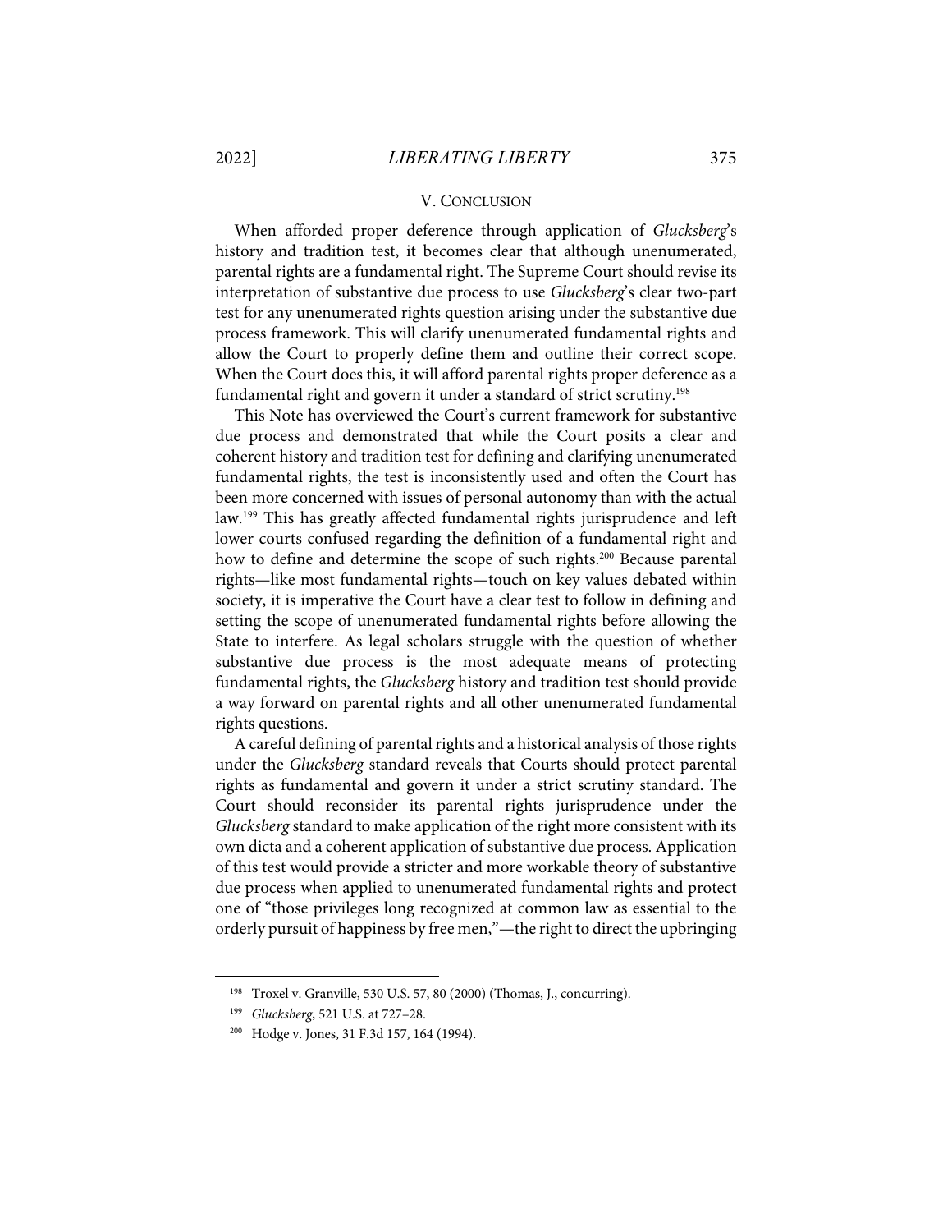## V. CONCLUSION

When afforded proper deference through application of *Glucksberg*'s history and tradition test, it becomes clear that although unenumerated, parental rights are a fundamental right. The Supreme Court should revise its interpretation of substantive due process to use *Glucksberg*'s clear two-part test for any unenumerated rights question arising under the substantive due process framework. This will clarify unenumerated fundamental rights and allow the Court to properly define them and outline their correct scope. When the Court does this, it will afford parental rights proper deference as a fundamental right and govern it under a standard of strict scrutiny.[198]

This Note has overviewed the Court's current framework for substantive due process and demonstrated that while the Court posits a clear and coherent history and tradition test for defining and clarifying unenumerated fundamental rights, the test is inconsistently used and often the Court has been more concerned with issues of personal autonomy than with the actual law.[199] This has greatly affected fundamental rights jurisprudence and left lower courts confused regarding the definition of a fundamental right and how to define and determine the scope of such rights.[200] Because parental rights—like most fundamental rights—touch on key values debated within society, it is imperative the Court have a clear test to follow in defining and setting the scope of unenumerated fundamental rights before allowing the State to interfere. As legal scholars struggle with the question of whether substantive due process is the most adequate means of protecting fundamental rights, the *Glucksberg* history and tradition test should provide a way forward on parental rights and all other unenumerated fundamental rights questions.

A careful defining of parental rights and a historical analysis of those rights under the *Glucksberg* standard reveals that Courts should protect parental rights as fundamental and govern it under a strict scrutiny standard. The Court should reconsider its parental rights jurisprudence under the *Glucksberg* standard to make application of the right more consistent with its own dicta and a coherent application of substantive due process. Application of this test would provide a stricter and more workable theory of substantive due process when applied to unenumerated fundamental rights and protect one of "those privileges long recognized at common law as essential to the orderly pursuit of happiness by free men,"—the right to direct the upbringing

---

[198] Troxel v. Granville, 530 U.S. 57, 80 (2000) (Thomas, J., concurring).

[199] *Glucksberg*, 521 U.S. at 727–28.

[200] Hodge v. Jones, 31 F.3d 157, 164 (1994).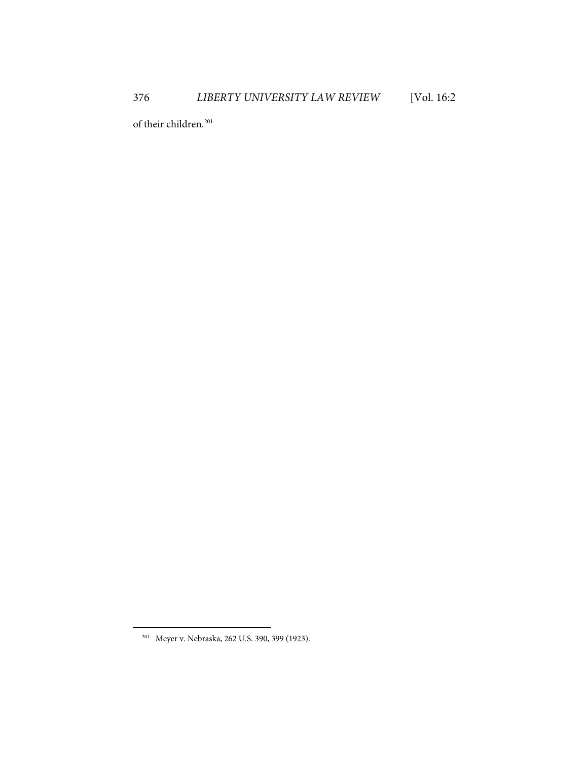of their children.[201]

[201] Meyer v. Nebraska, 262 U.S. 390, 399 (1923).